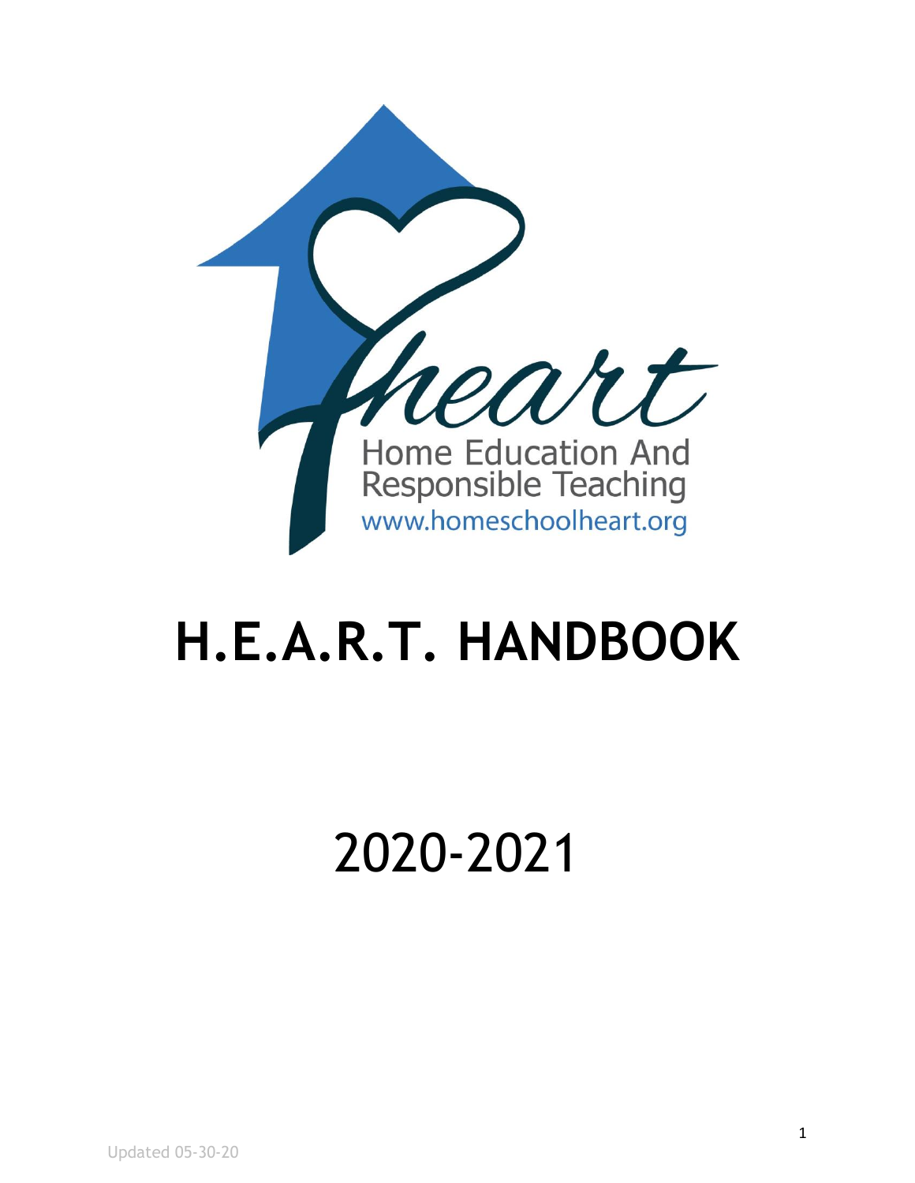heart

Home Education And Responsible Teaching

www.homeschoolheart.org

# H.E.A.R.T. HANDBOOK

2020-2021

Updated 05-30-20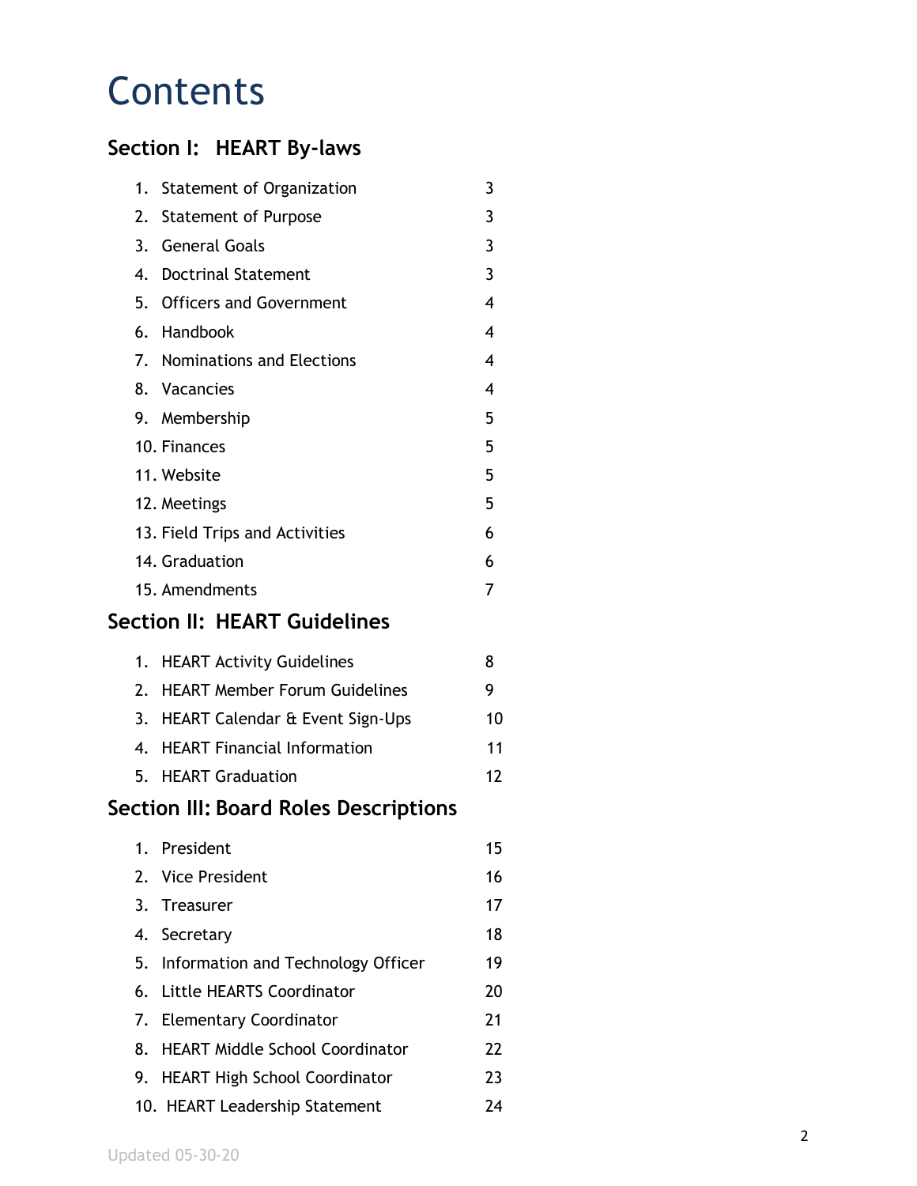# Contents

## Section I: HEART By-laws

| | |
|---|---|
| 1. Statement of Organization | 3 |
| 2. Statement of Purpose | 3 |
| 3. General Goals | 3 |
| 4. Doctrinal Statement | 3 |
| 5. Officers and Government | 4 |
| 6. Handbook | 4 |
| 7. Nominations and Elections | 4 |
| 8. Vacancies | 4 |
| 9. Membership | 5 |
| 10. Finances | 5 |
| 11. Website | 5 |
| 12. Meetings | 5 |
| 13. Field Trips and Activities | 6 |
| 14. Graduation | 6 |
| 15. Amendments | 7 |

## Section II: HEART Guidelines

| | |
|---|---|
| 1. HEART Activity Guidelines | 8 |
| 2. HEART Member Forum Guidelines | 9 |
| 3. HEART Calendar & Event Sign-Ups | 10 |
| 4. HEART Financial Information | 11 |
| 5. HEART Graduation | 12 |

## Section III: Board Roles Descriptions

| | |
|---|---|
| 1. President | 15 |
| 2. Vice President | 16 |
| 3. Treasurer | 17 |
| 4. Secretary | 18 |
| 5. Information and Technology Officer | 19 |
| 6. Little HEARTS Coordinator | 20 |
| 7. Elementary Coordinator | 21 |
| 8. HEART Middle School Coordinator | 22 |
| 9. HEART High School Coordinator | 23 |
| 10. HEART Leadership Statement | 24 |

Updated 05-30-20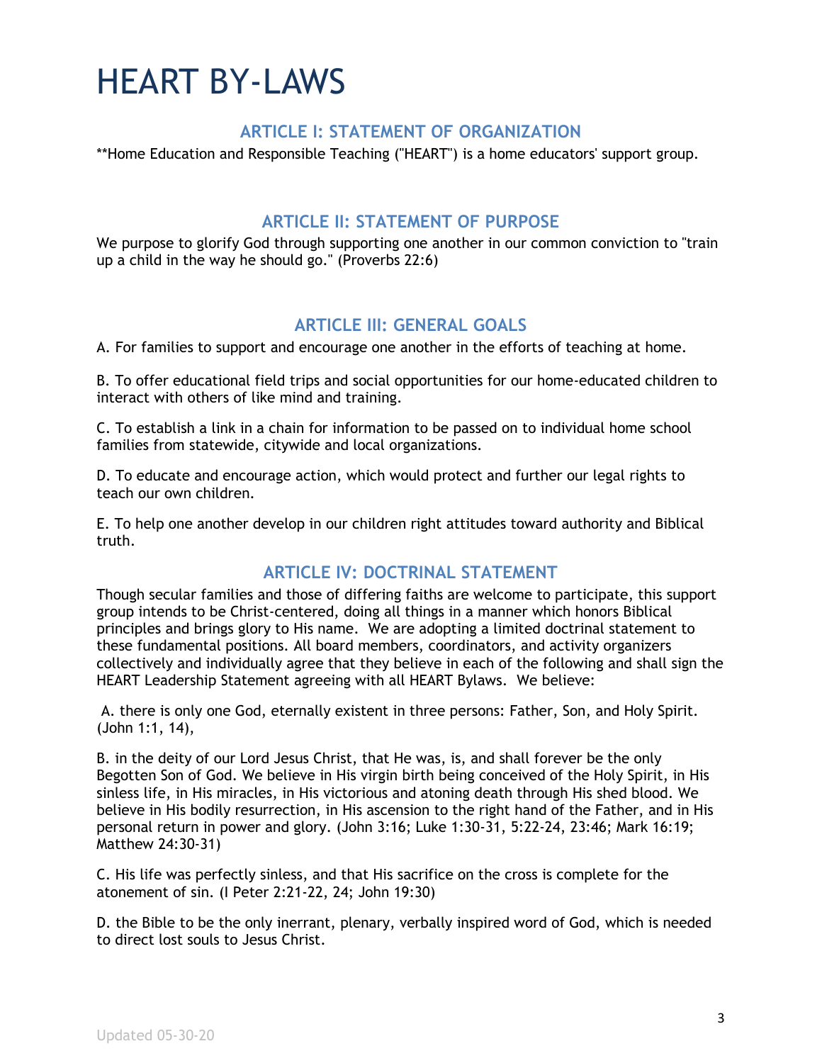# HEART BY-LAWS

## ARTICLE I: STATEMENT OF ORGANIZATION

**Home Education and Responsible Teaching ("HEART") is a home educators' support group.

## ARTICLE II: STATEMENT OF PURPOSE

We purpose to glorify God through supporting one another in our common conviction to "train up a child in the way he should go." (Proverbs 22:6)

## ARTICLE III: GENERAL GOALS

A. For families to support and encourage one another in the efforts of teaching at home.

B. To offer educational field trips and social opportunities for our home-educated children to interact with others of like mind and training.

C. To establish a link in a chain for information to be passed on to individual home school families from statewide, citywide and local organizations.

D. To educate and encourage action, which would protect and further our legal rights to teach our own children.

E. To help one another develop in our children right attitudes toward authority and Biblical truth.

## ARTICLE IV: DOCTRINAL STATEMENT

Though secular families and those of differing faiths are welcome to participate, this support group intends to be Christ-centered, doing all things in a manner which honors Biblical principles and brings glory to His name. We are adopting a limited doctrinal statement to these fundamental positions. All board members, coordinators, and activity organizers collectively and individually agree that they believe in each of the following and shall sign the HEART Leadership Statement agreeing with all HEART Bylaws. We believe:

A. there is only one God, eternally existent in three persons: Father, Son, and Holy Spirit. (John 1:1, 14),

B. in the deity of our Lord Jesus Christ, that He was, is, and shall forever be the only Begotten Son of God. We believe in His virgin birth being conceived of the Holy Spirit, in His sinless life, in His miracles, in His victorious and atoning death through His shed blood. We believe in His bodily resurrection, in His ascension to the right hand of the Father, and in His personal return in power and glory. (John 3:16; Luke 1:30-31, 5:22-24, 23:46; Mark 16:19; Matthew 24:30-31)

C. His life was perfectly sinless, and that His sacrifice on the cross is complete for the atonement of sin. (I Peter 2:21-22, 24; John 19:30)

D. the Bible to be the only inerrant, plenary, verbally inspired word of God, which is needed to direct lost souls to Jesus Christ.

Updated 05-30-20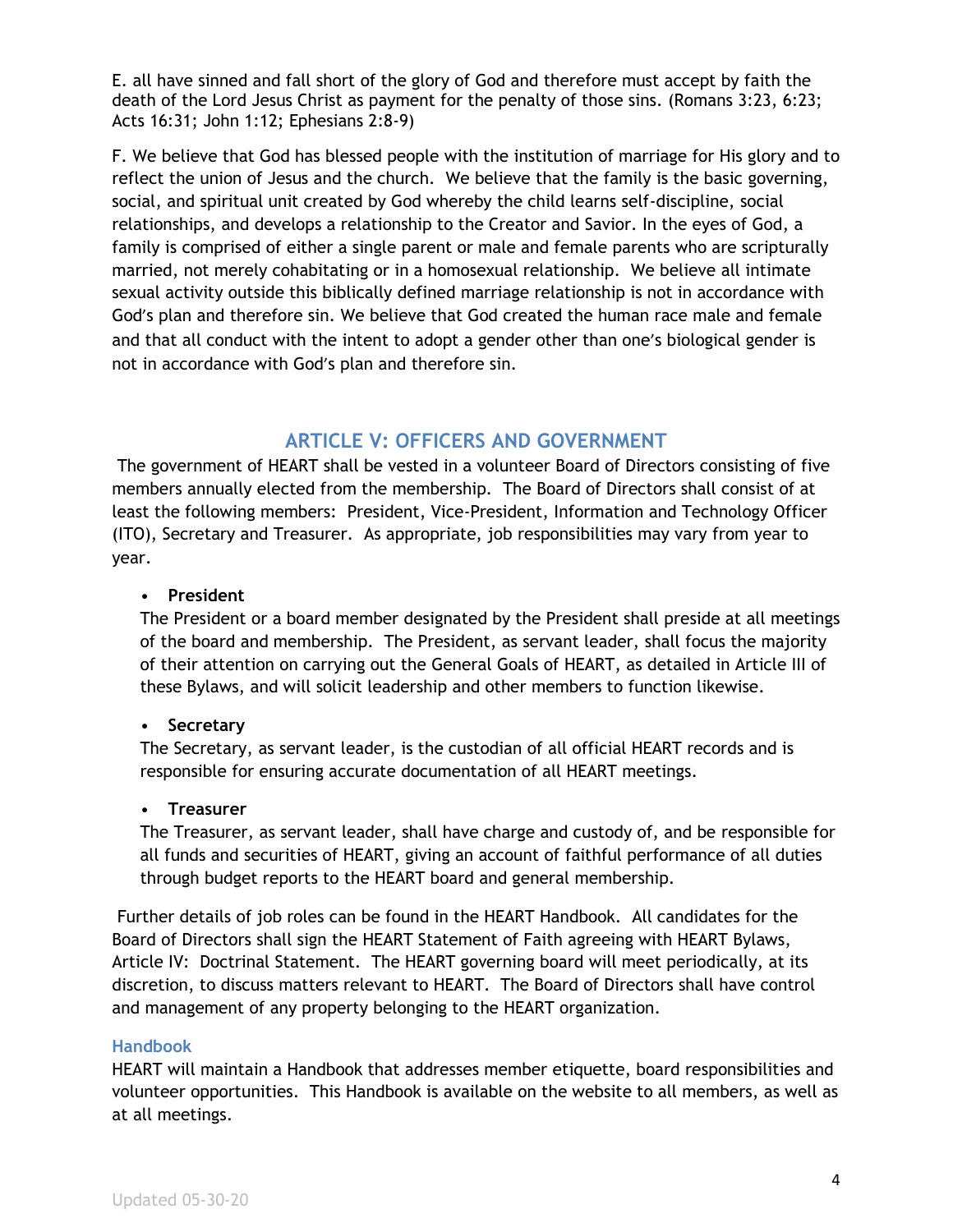E. all have sinned and fall short of the glory of God and therefore must accept by faith the death of the Lord Jesus Christ as payment for the penalty of those sins. (Romans 3:23, 6:23; Acts 16:31; John 1:12; Ephesians 2:8-9)

F. We believe that God has blessed people with the institution of marriage for His glory and to reflect the union of Jesus and the church. We believe that the family is the basic governing, social, and spiritual unit created by God whereby the child learns self-discipline, social relationships, and develops a relationship to the Creator and Savior. In the eyes of God, a family is comprised of either a single parent or male and female parents who are scripturally married, not merely cohabitating or in a homosexual relationship. We believe all intimate sexual activity outside this biblically defined marriage relationship is not in accordance with God's plan and therefore sin. We believe that God created the human race male and female and that all conduct with the intent to adopt a gender other than one's biological gender is not in accordance with God's plan and therefore sin.

## ARTICLE V: OFFICERS AND GOVERNMENT

The government of HEART shall be vested in a volunteer Board of Directors consisting of five members annually elected from the membership. The Board of Directors shall consist of at least the following members: President, Vice-President, Information and Technology Officer (ITO), Secretary and Treasurer. As appropriate, job responsibilities may vary from year to year.

- **President**
  The President or a board member designated by the President shall preside at all meetings of the board and membership. The President, as servant leader, shall focus the majority of their attention on carrying out the General Goals of HEART, as detailed in Article III of these Bylaws, and will solicit leadership and other members to function likewise.

- **Secretary**
  The Secretary, as servant leader, is the custodian of all official HEART records and is responsible for ensuring accurate documentation of all HEART meetings.

- **Treasurer**
  The Treasurer, as servant leader, shall have charge and custody of, and be responsible for all funds and securities of HEART, giving an account of faithful performance of all duties through budget reports to the HEART board and general membership.

Further details of job roles can be found in the HEART Handbook. All candidates for the Board of Directors shall sign the HEART Statement of Faith agreeing with HEART Bylaws, Article IV: Doctrinal Statement. The HEART governing board will meet periodically, at its discretion, to discuss matters relevant to HEART. The Board of Directors shall have control and management of any property belonging to the HEART organization.

### Handbook

HEART will maintain a Handbook that addresses member etiquette, board responsibilities and volunteer opportunities. This Handbook is available on the website to all members, as well as at all meetings.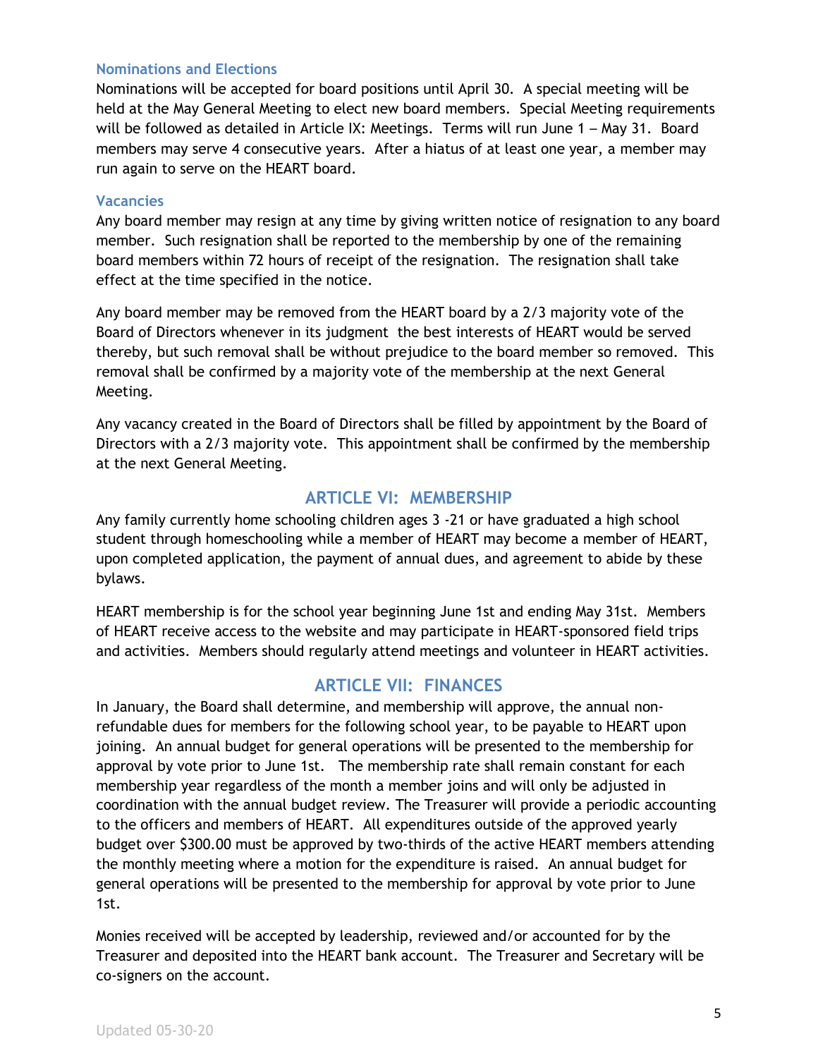### Nominations and Elections

Nominations will be accepted for board positions until April 30. A special meeting will be held at the May General Meeting to elect new board members. Special Meeting requirements will be followed as detailed in Article IX: Meetings. Terms will run June 1 – May 31. Board members may serve 4 consecutive years. After a hiatus of at least one year, a member may run again to serve on the HEART board.

### Vacancies

Any board member may resign at any time by giving written notice of resignation to any board member. Such resignation shall be reported to the membership by one of the remaining board members within 72 hours of receipt of the resignation. The resignation shall take effect at the time specified in the notice.

Any board member may be removed from the HEART board by a 2/3 majority vote of the Board of Directors whenever in its judgment the best interests of HEART would be served thereby, but such removal shall be without prejudice to the board member so removed. This removal shall be confirmed by a majority vote of the membership at the next General Meeting.

Any vacancy created in the Board of Directors shall be filled by appointment by the Board of Directors with a 2/3 majority vote. This appointment shall be confirmed by the membership at the next General Meeting.

## ARTICLE VI: MEMBERSHIP

Any family currently home schooling children ages 3 -21 or have graduated a high school student through homeschooling while a member of HEART may become a member of HEART, upon completed application, the payment of annual dues, and agreement to abide by these bylaws.

HEART membership is for the school year beginning June 1st and ending May 31st. Members of HEART receive access to the website and may participate in HEART-sponsored field trips and activities. Members should regularly attend meetings and volunteer in HEART activities.

## ARTICLE VII: FINANCES

In January, the Board shall determine, and membership will approve, the annual non-refundable dues for members for the following school year, to be payable to HEART upon joining. An annual budget for general operations will be presented to the membership for approval by vote prior to June 1st. The membership rate shall remain constant for each membership year regardless of the month a member joins and will only be adjusted in coordination with the annual budget review. The Treasurer will provide a periodic accounting to the officers and members of HEART. All expenditures outside of the approved yearly budget over $300.00 must be approved by two-thirds of the active HEART members attending the monthly meeting where a motion for the expenditure is raised. An annual budget for general operations will be presented to the membership for approval by vote prior to June 1st.

Monies received will be accepted by leadership, reviewed and/or accounted for by the Treasurer and deposited into the HEART bank account. The Treasurer and Secretary will be co-signers on the account.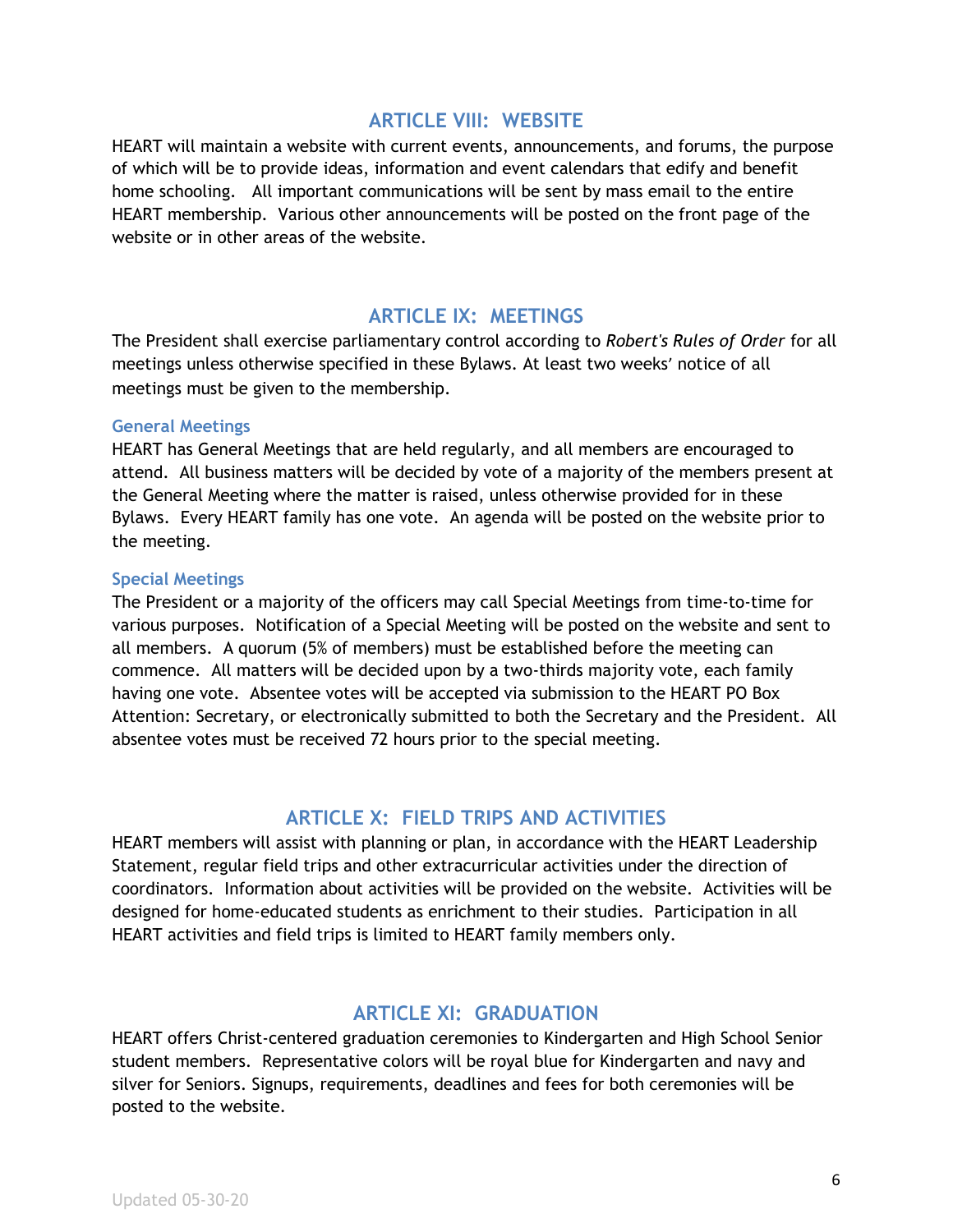## ARTICLE VIII: WEBSITE

HEART will maintain a website with current events, announcements, and forums, the purpose of which will be to provide ideas, information and event calendars that edify and benefit home schooling. All important communications will be sent by mass email to the entire HEART membership. Various other announcements will be posted on the front page of the website or in other areas of the website.

## ARTICLE IX: MEETINGS

The President shall exercise parliamentary control according to *Robert's Rules of Order* for all meetings unless otherwise specified in these Bylaws. At least two weeks' notice of all meetings must be given to the membership.

### General Meetings

HEART has General Meetings that are held regularly, and all members are encouraged to attend. All business matters will be decided by vote of a majority of the members present at the General Meeting where the matter is raised, unless otherwise provided for in these Bylaws. Every HEART family has one vote. An agenda will be posted on the website prior to the meeting.

### Special Meetings

The President or a majority of the officers may call Special Meetings from time-to-time for various purposes. Notification of a Special Meeting will be posted on the website and sent to all members. A quorum (5% of members) must be established before the meeting can commence. All matters will be decided upon by a two-thirds majority vote, each family having one vote. Absentee votes will be accepted via submission to the HEART PO Box Attention: Secretary, or electronically submitted to both the Secretary and the President. All absentee votes must be received 72 hours prior to the special meeting.

## ARTICLE X: FIELD TRIPS AND ACTIVITIES

HEART members will assist with planning or plan, in accordance with the HEART Leadership Statement, regular field trips and other extracurricular activities under the direction of coordinators. Information about activities will be provided on the website. Activities will be designed for home-educated students as enrichment to their studies. Participation in all HEART activities and field trips is limited to HEART family members only.

## ARTICLE XI: GRADUATION

HEART offers Christ-centered graduation ceremonies to Kindergarten and High School Senior student members. Representative colors will be royal blue for Kindergarten and navy and silver for Seniors. Signups, requirements, deadlines and fees for both ceremonies will be posted to the website.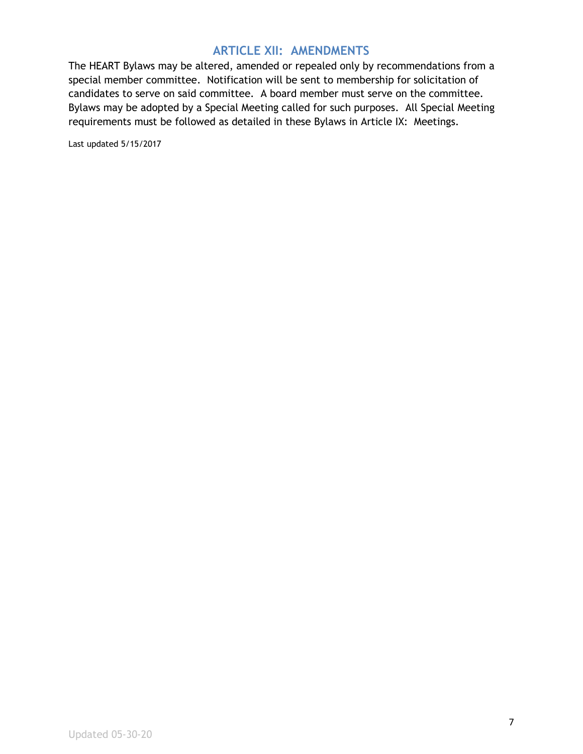## ARTICLE XII: AMENDMENTS

The HEART Bylaws may be altered, amended or repealed only by recommendations from a special member committee. Notification will be sent to membership for solicitation of candidates to serve on said committee. A board member must serve on the committee. Bylaws may be adopted by a Special Meeting called for such purposes. All Special Meeting requirements must be followed as detailed in these Bylaws in Article IX: Meetings.

Last updated 5/15/2017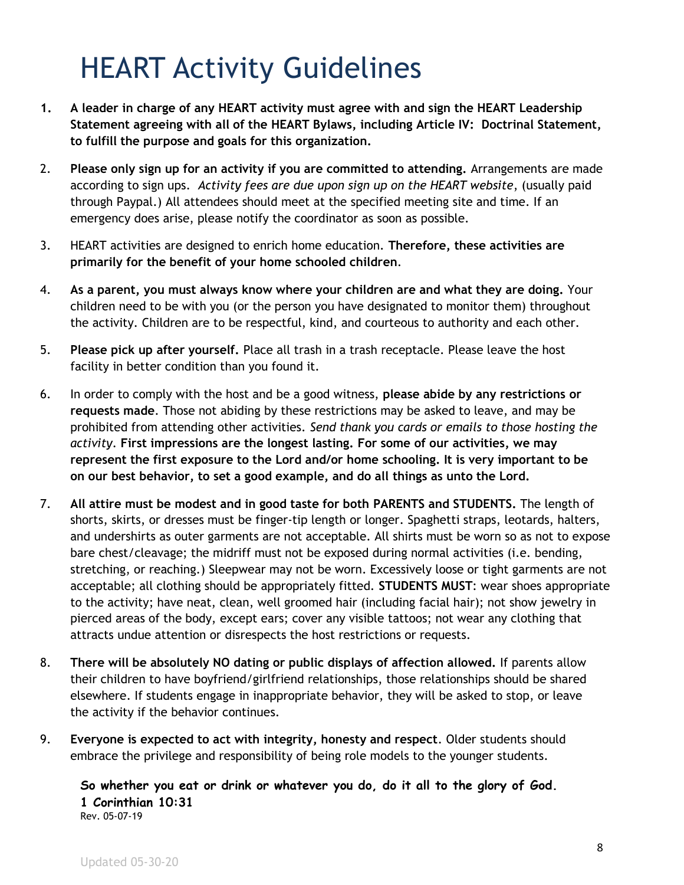# HEART Activity Guidelines

1. **A leader in charge of any HEART activity must agree with and sign the HEART Leadership Statement agreeing with all of the HEART Bylaws, including Article IV: Doctrinal Statement, to fulfill the purpose and goals for this organization.**

2. **Please only sign up for an activity if you are committed to attending.** Arrangements are made according to sign ups. *Activity fees are due upon sign up on the HEART website*, (usually paid through Paypal.) All attendees should meet at the specified meeting site and time. If an emergency does arise, please notify the coordinator as soon as possible.

3. HEART activities are designed to enrich home education. **Therefore, these activities are primarily for the benefit of your home schooled children**.

4. **As a parent, you must always know where your children are and what they are doing.** Your children need to be with you (or the person you have designated to monitor them) throughout the activity. Children are to be respectful, kind, and courteous to authority and each other.

5. **Please pick up after yourself.** Place all trash in a trash receptacle. Please leave the host facility in better condition than you found it.

6. In order to comply with the host and be a good witness, **please abide by any restrictions or requests made**. Those not abiding by these restrictions may be asked to leave, and may be prohibited from attending other activities. *Send thank you cards or emails to those hosting the activity*. **First impressions are the longest lasting. For some of our activities, we may represent the first exposure to the Lord and/or home schooling. It is very important to be on our best behavior, to set a good example, and do all things as unto the Lord.**

7. **All attire must be modest and in good taste for both PARENTS and STUDENTS.** The length of shorts, skirts, or dresses must be finger-tip length or longer. Spaghetti straps, leotards, halters, and undershirts as outer garments are not acceptable. All shirts must be worn so as not to expose bare chest/cleavage; the midriff must not be exposed during normal activities (i.e. bending, stretching, or reaching.) Sleepwear may not be worn. Excessively loose or tight garments are not acceptable; all clothing should be appropriately fitted. **STUDENTS MUST**: wear shoes appropriate to the activity; have neat, clean, well groomed hair (including facial hair); not show jewelry in pierced areas of the body, except ears; cover any visible tattoos; not wear any clothing that attracts undue attention or disrespects the host restrictions or requests.

8. **There will be absolutely NO dating or public displays of affection allowed.** If parents allow their children to have boyfriend/girlfriend relationships, those relationships should be shared elsewhere. If students engage in inappropriate behavior, they will be asked to stop, or leave the activity if the behavior continues.

9. **Everyone is expected to act with integrity, honesty and respect**. Older students should embrace the privilege and responsibility of being role models to the younger students.

**So whether you eat or drink or whatever you do, do it all to the glory of God.**
**1 Corinthian 10:31**
Rev. 05-07-19

Updated 05-30-20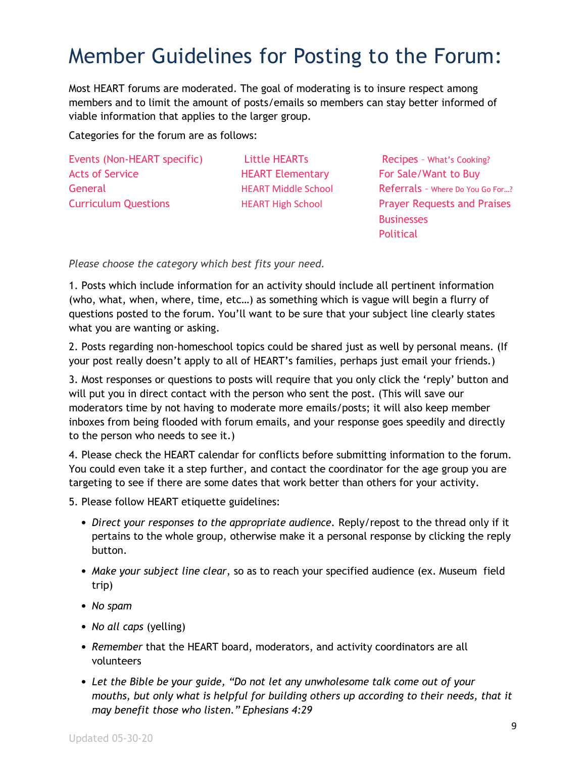# Member Guidelines for Posting to the Forum:

Most HEART forums are moderated. The goal of moderating is to insure respect among members and to limit the amount of posts/emails so members can stay better informed of viable information that applies to the larger group.

Categories for the forum are as follows:

Events (Non-HEART specific)
Acts of Service
General
Curriculum Questions

Little HEARTs
HEART Elementary
HEART Middle School
HEART High School

Recipes – What's Cooking?
For Sale/Want to Buy
Referrals – Where Do You Go For…?
Prayer Requests and Praises
Businesses
Political

*Please choose the category which best fits your need.*

1. Posts which include information for an activity should include all pertinent information (who, what, when, where, time, etc…) as something which is vague will begin a flurry of questions posted to the forum. You'll want to be sure that your subject line clearly states what you are wanting or asking.

2. Posts regarding non-homeschool topics could be shared just as well by personal means. (If your post really doesn't apply to all of HEART's families, perhaps just email your friends.)

3. Most responses or questions to posts will require that you only click the 'reply' button and will put you in direct contact with the person who sent the post. (This will save our moderators time by not having to moderate more emails/posts; it will also keep member inboxes from being flooded with forum emails, and your response goes speedily and directly to the person who needs to see it.)

4. Please check the HEART calendar for conflicts before submitting information to the forum. You could even take it a step further, and contact the coordinator for the age group you are targeting to see if there are some dates that work better than others for your activity.

5. Please follow HEART etiquette guidelines:

- *Direct your responses to the appropriate audience*. Reply/repost to the thread only if it pertains to the whole group, otherwise make it a personal response by clicking the reply button.
- *Make your subject line clear*, so as to reach your specified audience (ex. Museum field trip)
- *No spam*
- *No all caps* (yelling)
- *Remember* that the HEART board, moderators, and activity coordinators are all volunteers
- *Let the Bible be your guide, "Do not let any unwholesome talk come out of your mouths, but only what is helpful for building others up according to their needs, that it may benefit those who listen." Ephesians 4:29*

Updated 05-30-20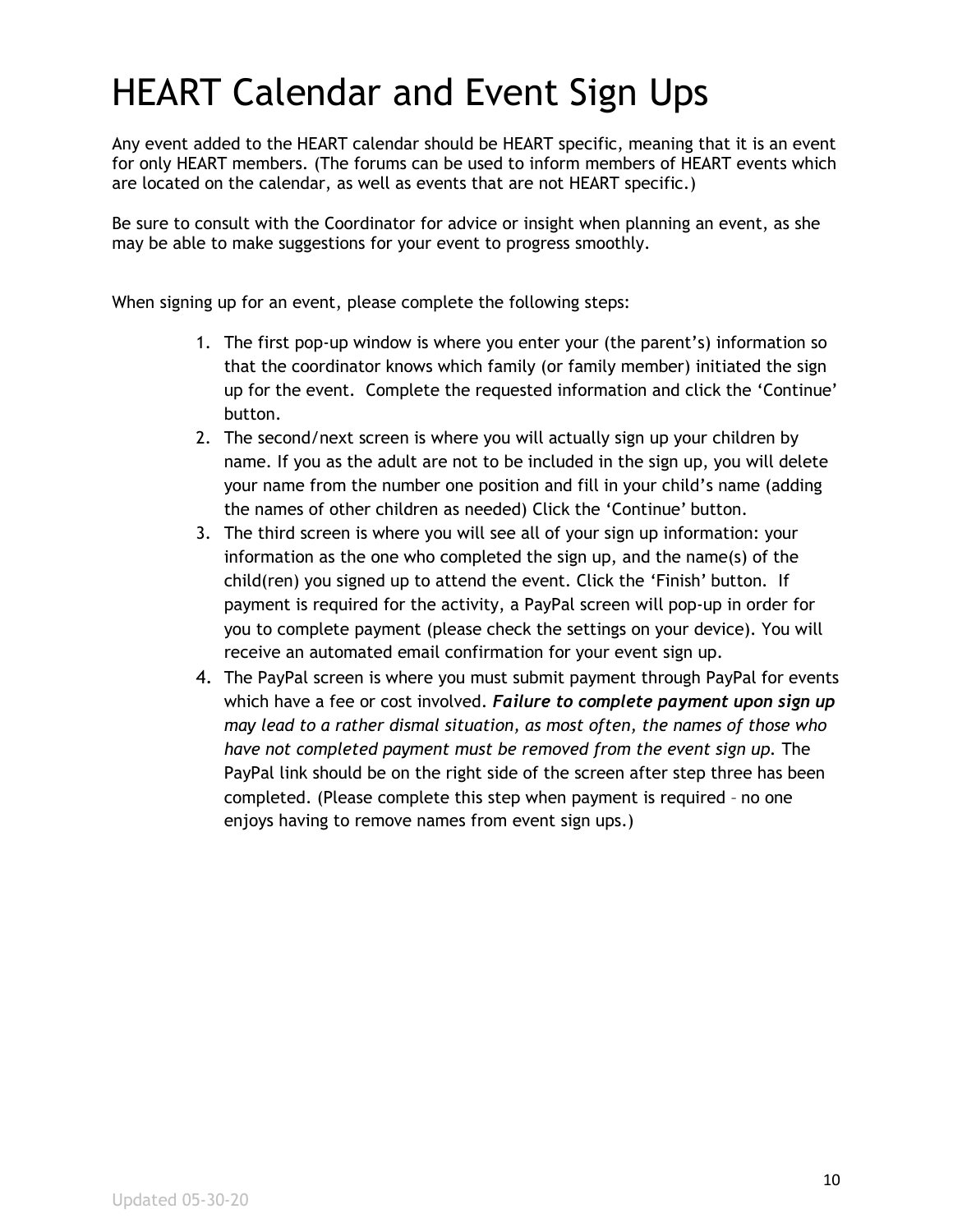# HEART Calendar and Event Sign Ups

Any event added to the HEART calendar should be HEART specific, meaning that it is an event for only HEART members. (The forums can be used to inform members of HEART events which are located on the calendar, as well as events that are not HEART specific.)

Be sure to consult with the Coordinator for advice or insight when planning an event, as she may be able to make suggestions for your event to progress smoothly.

When signing up for an event, please complete the following steps:

1. The first pop-up window is where you enter your (the parent's) information so that the coordinator knows which family (or family member) initiated the sign up for the event. Complete the requested information and click the 'Continue' button.
2. The second/next screen is where you will actually sign up your children by name. If you as the adult are not to be included in the sign up, you will delete your name from the number one position and fill in your child's name (adding the names of other children as needed) Click the 'Continue' button.
3. The third screen is where you will see all of your sign up information: your information as the one who completed the sign up, and the name(s) of the child(ren) you signed up to attend the event. Click the 'Finish' button. If payment is required for the activity, a PayPal screen will pop-up in order for you to complete payment (please check the settings on your device). You will receive an automated email confirmation for your event sign up.
4. The PayPal screen is where you must submit payment through PayPal for events which have a fee or cost involved. ***Failure to complete payment upon sign up*** *may lead to a rather dismal situation, as most often, the names of those who have not completed payment must be removed from the event sign up.* The PayPal link should be on the right side of the screen after step three has been completed. (Please complete this step when payment is required – no one enjoys having to remove names from event sign ups.)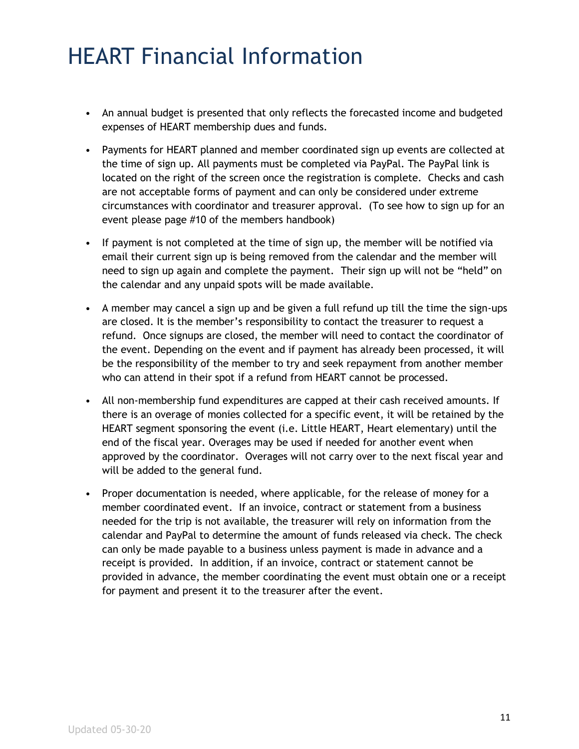# HEART Financial Information

- An annual budget is presented that only reflects the forecasted income and budgeted expenses of HEART membership dues and funds.
- Payments for HEART planned and member coordinated sign up events are collected at the time of sign up. All payments must be completed via PayPal. The PayPal link is located on the right of the screen once the registration is complete. Checks and cash are not acceptable forms of payment and can only be considered under extreme circumstances with coordinator and treasurer approval. (To see how to sign up for an event please page #10 of the members handbook)
- If payment is not completed at the time of sign up, the member will be notified via email their current sign up is being removed from the calendar and the member will need to sign up again and complete the payment. Their sign up will not be "held" on the calendar and any unpaid spots will be made available.
- A member may cancel a sign up and be given a full refund up till the time the sign-ups are closed. It is the member's responsibility to contact the treasurer to request a refund. Once signups are closed, the member will need to contact the coordinator of the event. Depending on the event and if payment has already been processed, it will be the responsibility of the member to try and seek repayment from another member who can attend in their spot if a refund from HEART cannot be processed.
- All non-membership fund expenditures are capped at their cash received amounts. If there is an overage of monies collected for a specific event, it will be retained by the HEART segment sponsoring the event (i.e. Little HEART, Heart elementary) until the end of the fiscal year. Overages may be used if needed for another event when approved by the coordinator. Overages will not carry over to the next fiscal year and will be added to the general fund.
- Proper documentation is needed, where applicable, for the release of money for a member coordinated event. If an invoice, contract or statement from a business needed for the trip is not available, the treasurer will rely on information from the calendar and PayPal to determine the amount of funds released via check. The check can only be made payable to a business unless payment is made in advance and a receipt is provided. In addition, if an invoice, contract or statement cannot be provided in advance, the member coordinating the event must obtain one or a receipt for payment and present it to the treasurer after the event.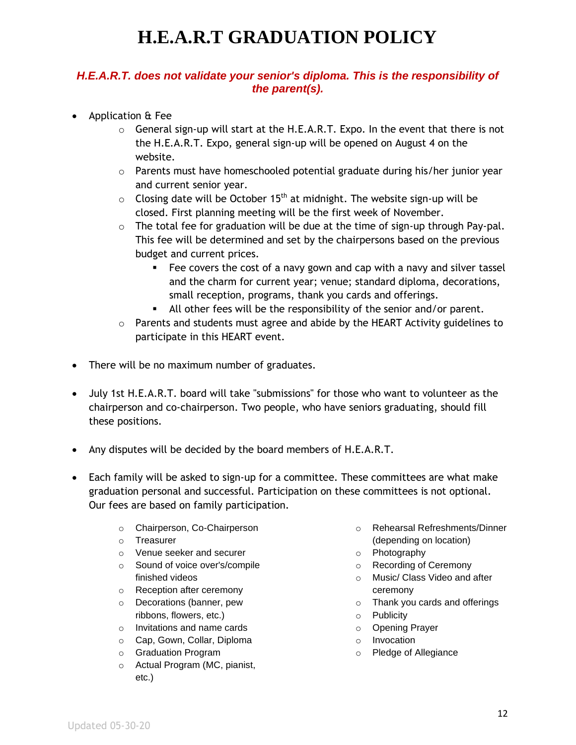# H.E.A.R.T GRADUATION POLICY

***H.E.A.R.T. does not validate your senior's diploma. This is the responsibility of the parent(s).***

- Application & Fee
  - General sign-up will start at the H.E.A.R.T. Expo. In the event that there is not the H.E.A.R.T. Expo, general sign-up will be opened on August 4 on the website.
  - Parents must have homeschooled potential graduate during his/her junior year and current senior year.
  - Closing date will be October 15th at midnight. The website sign-up will be closed. First planning meeting will be the first week of November.
  - The total fee for graduation will be due at the time of sign-up through Pay-pal. This fee will be determined and set by the chairpersons based on the previous budget and current prices.
    - Fee covers the cost of a navy gown and cap with a navy and silver tassel and the charm for current year; venue; standard diploma, decorations, small reception, programs, thank you cards and offerings.
    - All other fees will be the responsibility of the senior and/or parent.
  - Parents and students must agree and abide by the HEART Activity guidelines to participate in this HEART event.

- There will be no maximum number of graduates.

- July 1st H.E.A.R.T. board will take "submissions" for those who want to volunteer as the chairperson and co-chairperson. Two people, who have seniors graduating, should fill these positions.

- Any disputes will be decided by the board members of H.E.A.R.T.

- Each family will be asked to sign-up for a committee. These committees are what make graduation personal and successful. Participation on these committees is not optional. Our fees are based on family participation.
  - Chairperson, Co-Chairperson
  - Treasurer
  - Venue seeker and securer
  - Sound of voice over's/compile finished videos
  - Reception after ceremony
  - Decorations (banner, pew ribbons, flowers, etc.)
  - Invitations and name cards
  - Cap, Gown, Collar, Diploma
  - Graduation Program
  - Actual Program (MC, pianist, etc.)
  - Rehearsal Refreshments/Dinner (depending on location)
  - Photography
  - Recording of Ceremony
  - Music/ Class Video and after ceremony
  - Thank you cards and offerings
  - Publicity
  - Opening Prayer
  - Invocation
  - Pledge of Allegiance

Updated 05-30-20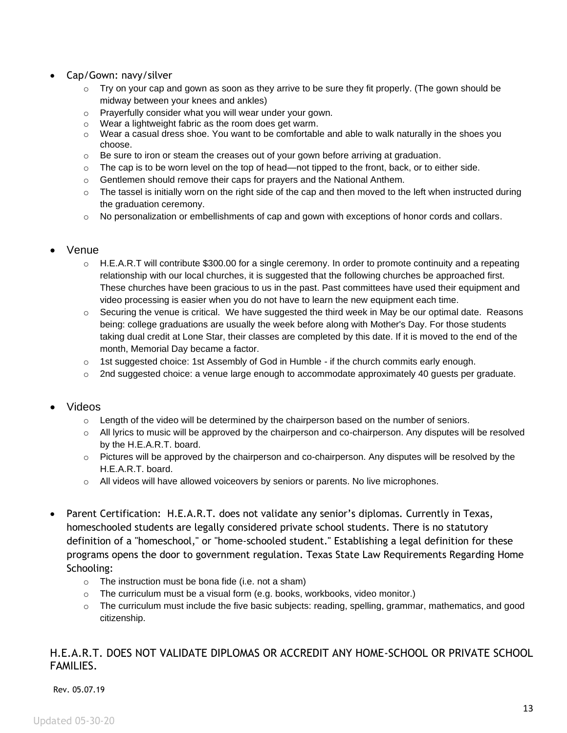- Cap/Gown: navy/silver
  - Try on your cap and gown as soon as they arrive to be sure they fit properly. (The gown should be midway between your knees and ankles)
  - Prayerfully consider what you will wear under your gown.
  - Wear a lightweight fabric as the room does get warm.
  - Wear a casual dress shoe. You want to be comfortable and able to walk naturally in the shoes you choose.
  - Be sure to iron or steam the creases out of your gown before arriving at graduation.
  - The cap is to be worn level on the top of head—not tipped to the front, back, or to either side.
  - Gentlemen should remove their caps for prayers and the National Anthem.
  - The tassel is initially worn on the right side of the cap and then moved to the left when instructed during the graduation ceremony.
  - No personalization or embellishments of cap and gown with exceptions of honor cords and collars.

- Venue
  - H.E.A.R.T will contribute $300.00 for a single ceremony. In order to promote continuity and a repeating relationship with our local churches, it is suggested that the following churches be approached first. These churches have been gracious to us in the past. Past committees have used their equipment and video processing is easier when you do not have to learn the new equipment each time.
  - Securing the venue is critical. We have suggested the third week in May be our optimal date. Reasons being: college graduations are usually the week before along with Mother's Day. For those students taking dual credit at Lone Star, their classes are completed by this date. If it is moved to the end of the month, Memorial Day became a factor.
  - 1st suggested choice: 1st Assembly of God in Humble - if the church commits early enough.
  - 2nd suggested choice: a venue large enough to accommodate approximately 40 guests per graduate.

- Videos
  - Length of the video will be determined by the chairperson based on the number of seniors.
  - All lyrics to music will be approved by the chairperson and co-chairperson. Any disputes will be resolved by the H.E.A.R.T. board.
  - Pictures will be approved by the chairperson and co-chairperson. Any disputes will be resolved by the H.E.A.R.T. board.
  - All videos will have allowed voiceovers by seniors or parents. No live microphones.

- Parent Certification: H.E.A.R.T. does not validate any senior's diplomas. Currently in Texas, homeschooled students are legally considered private school students. There is no statutory definition of a "homeschool," or "home-schooled student." Establishing a legal definition for these programs opens the door to government regulation. Texas State Law Requirements Regarding Home Schooling:
  - The instruction must be bona fide (i.e. not a sham)
  - The curriculum must be a visual form (e.g. books, workbooks, video monitor.)
  - The curriculum must include the five basic subjects: reading, spelling, grammar, mathematics, and good citizenship.

H.E.A.R.T. DOES NOT VALIDATE DIPLOMAS OR ACCREDIT ANY HOME-SCHOOL OR PRIVATE SCHOOL FAMILIES.

Rev. 05.07.19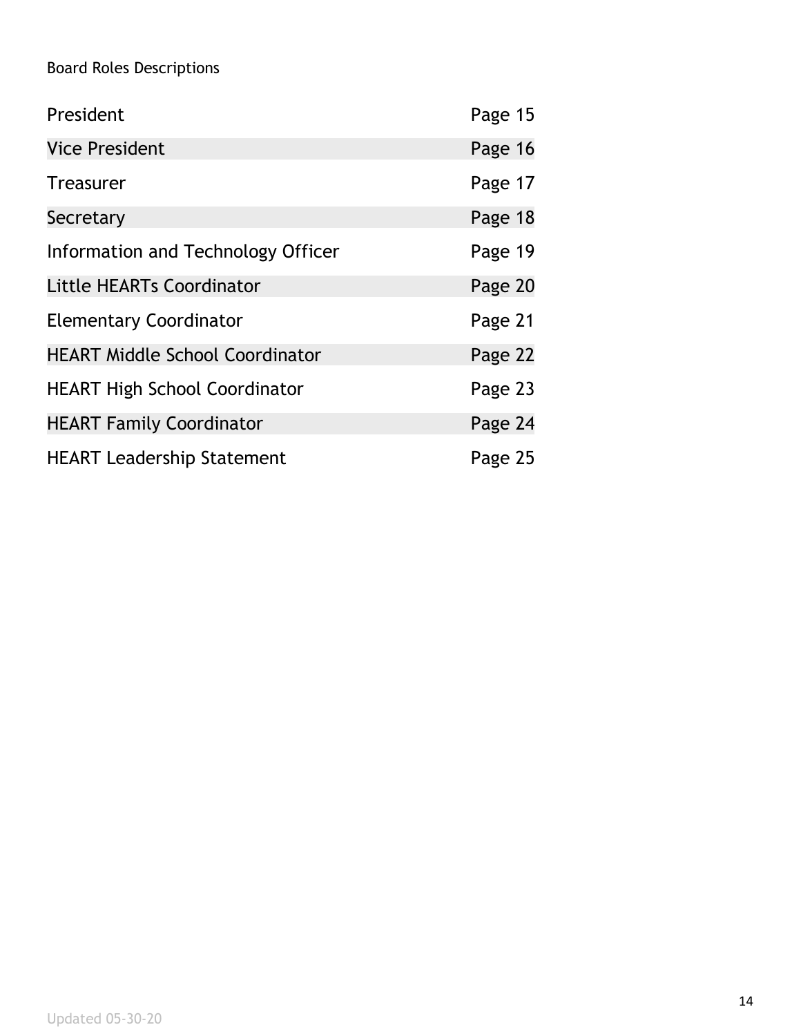Board Roles Descriptions

| | |
|---|---|
| President | Page 15 |
| Vice President | Page 16 |
| Treasurer | Page 17 |
| Secretary | Page 18 |
| Information and Technology Officer | Page 19 |
| Little HEARTs Coordinator | Page 20 |
| Elementary Coordinator | Page 21 |
| HEART Middle School Coordinator | Page 22 |
| HEART High School Coordinator | Page 23 |
| HEART Family Coordinator | Page 24 |
| HEART Leadership Statement | Page 25 |

Updated 05-30-20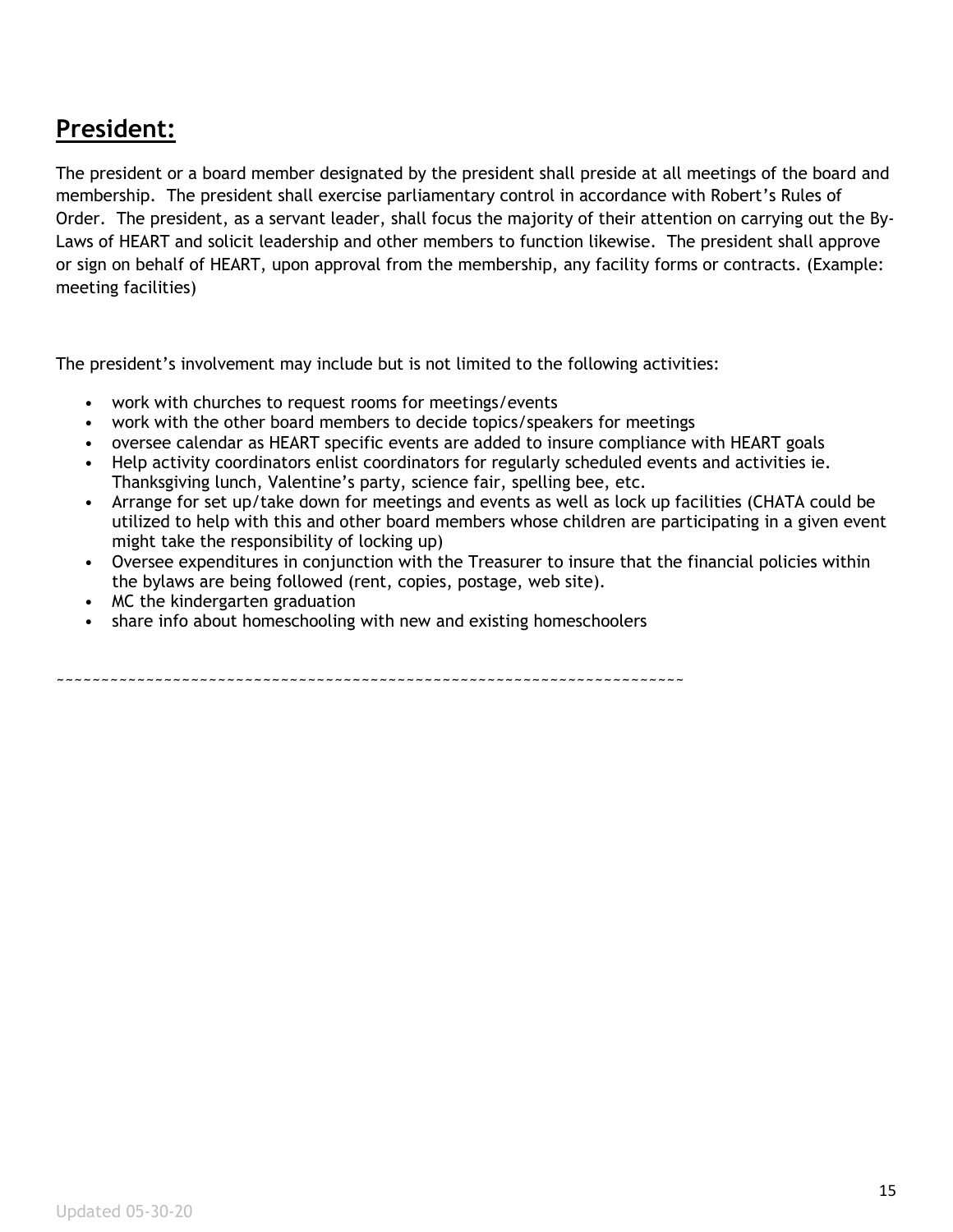## President:

The president or a board member designated by the president shall preside at all meetings of the board and membership. The president shall exercise parliamentary control in accordance with Robert's Rules of Order. The president, as a servant leader, shall focus the majority of their attention on carrying out the By-Laws of HEART and solicit leadership and other members to function likewise. The president shall approve or sign on behalf of HEART, upon approval from the membership, any facility forms or contracts. (Example: meeting facilities)

The president's involvement may include but is not limited to the following activities:

- work with churches to request rooms for meetings/events
- work with the other board members to decide topics/speakers for meetings
- oversee calendar as HEART specific events are added to insure compliance with HEART goals
- Help activity coordinators enlist coordinators for regularly scheduled events and activities ie. Thanksgiving lunch, Valentine's party, science fair, spelling bee, etc.
- Arrange for set up/take down for meetings and events as well as lock up facilities (CHATA could be utilized to help with this and other board members whose children are participating in a given event might take the responsibility of locking up)
- Oversee expenditures in conjunction with the Treasurer to insure that the financial policies within the bylaws are being followed (rent, copies, postage, web site).
- MC the kindergarten graduation
- share info about homeschooling with new and existing homeschoolers

~~~~~~~~~~~~~~~~~~~~~~~~~~~~~~~~~~~~~~~~~~~~~~~~~~~~~~~~~~~~~~~~~~~~~~~~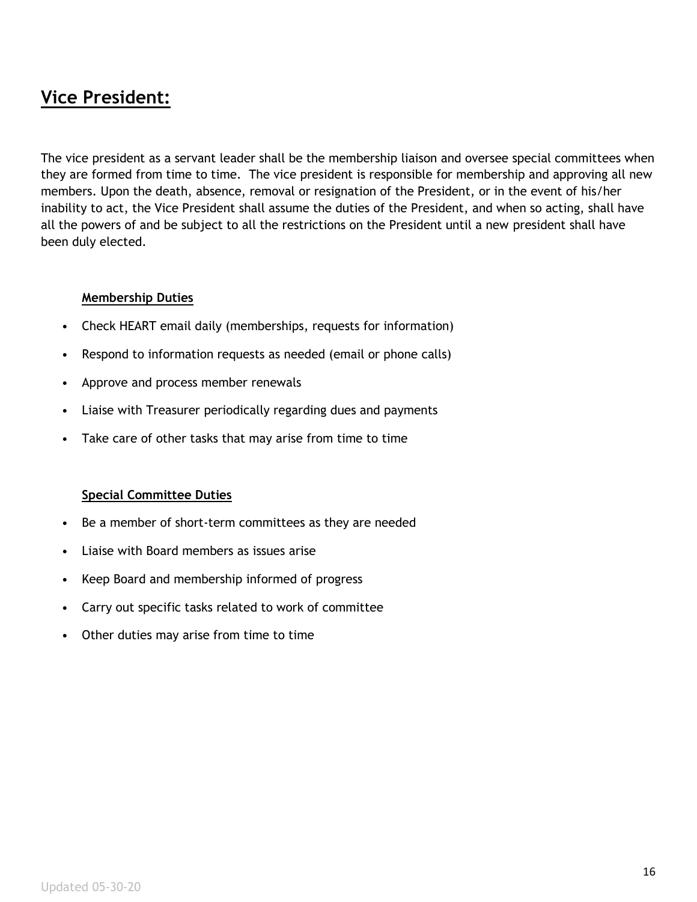## Vice President:

The vice president as a servant leader shall be the membership liaison and oversee special committees when they are formed from time to time. The vice president is responsible for membership and approving all new members. Upon the death, absence, removal or resignation of the President, or in the event of his/her inability to act, the Vice President shall assume the duties of the President, and when so acting, shall have all the powers of and be subject to all the restrictions on the President until a new president shall have been duly elected.

### Membership Duties

- Check HEART email daily (memberships, requests for information)
- Respond to information requests as needed (email or phone calls)
- Approve and process member renewals
- Liaise with Treasurer periodically regarding dues and payments
- Take care of other tasks that may arise from time to time

### Special Committee Duties

- Be a member of short-term committees as they are needed
- Liaise with Board members as issues arise
- Keep Board and membership informed of progress
- Carry out specific tasks related to work of committee
- Other duties may arise from time to time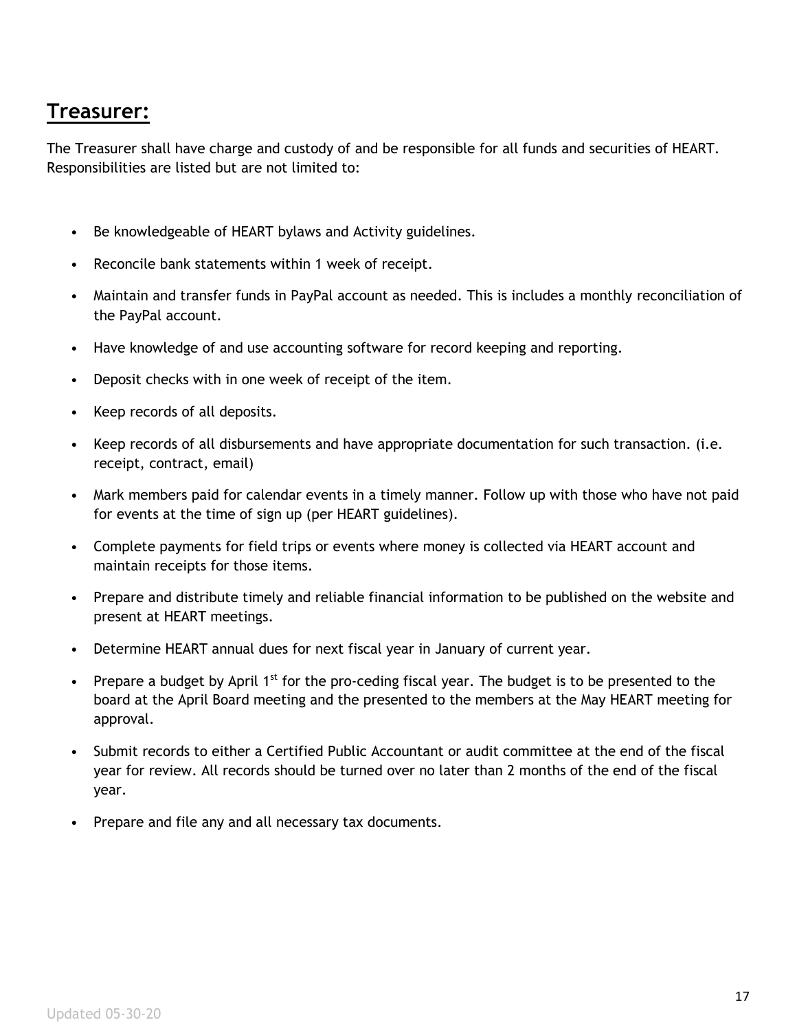## **Treasurer:**

The Treasurer shall have charge and custody of and be responsible for all funds and securities of HEART. Responsibilities are listed but are not limited to:

- Be knowledgeable of HEART bylaws and Activity guidelines.
- Reconcile bank statements within 1 week of receipt.
- Maintain and transfer funds in PayPal account as needed. This is includes a monthly reconciliation of the PayPal account.
- Have knowledge of and use accounting software for record keeping and reporting.
- Deposit checks with in one week of receipt of the item.
- Keep records of all deposits.
- Keep records of all disbursements and have appropriate documentation for such transaction. (i.e. receipt, contract, email)
- Mark members paid for calendar events in a timely manner. Follow up with those who have not paid for events at the time of sign up (per HEART guidelines).
- Complete payments for field trips or events where money is collected via HEART account and maintain receipts for those items.
- Prepare and distribute timely and reliable financial information to be published on the website and present at HEART meetings.
- Determine HEART annual dues for next fiscal year in January of current year.
- Prepare a budget by April 1st for the pro-ceding fiscal year. The budget is to be presented to the board at the April Board meeting and the presented to the members at the May HEART meeting for approval.
- Submit records to either a Certified Public Accountant or audit committee at the end of the fiscal year for review. All records should be turned over no later than 2 months of the end of the fiscal year.
- Prepare and file any and all necessary tax documents.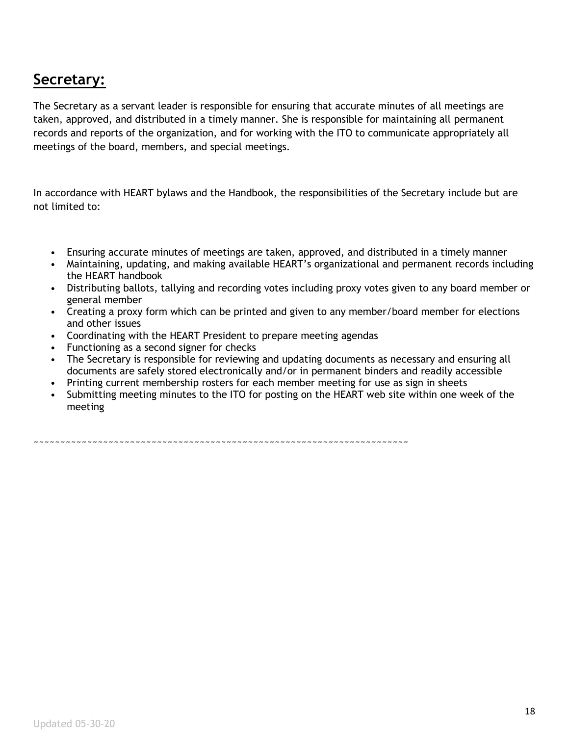## Secretary:

The Secretary as a servant leader is responsible for ensuring that accurate minutes of all meetings are taken, approved, and distributed in a timely manner. She is responsible for maintaining all permanent records and reports of the organization, and for working with the ITO to communicate appropriately all meetings of the board, members, and special meetings.

In accordance with HEART bylaws and the Handbook, the responsibilities of the Secretary include but are not limited to:

- Ensuring accurate minutes of meetings are taken, approved, and distributed in a timely manner
- Maintaining, updating, and making available HEART's organizational and permanent records including the HEART handbook
- Distributing ballots, tallying and recording votes including proxy votes given to any board member or general member
- Creating a proxy form which can be printed and given to any member/board member for elections and other issues
- Coordinating with the HEART President to prepare meeting agendas
- Functioning as a second signer for checks
- The Secretary is responsible for reviewing and updating documents as necessary and ensuring all documents are safely stored electronically and/or in permanent binders and readily accessible
- Printing current membership rosters for each member meeting for use as sign in sheets
- Submitting meeting minutes to the ITO for posting on the HEART web site within one week of the meeting

~~~~~~~~~~~~~~~~~~~~~~~~~~~~~~~~~~~~~~~~~~~~~~~~~~~~~~~~~~~~~~~~~~~~~~~~~~~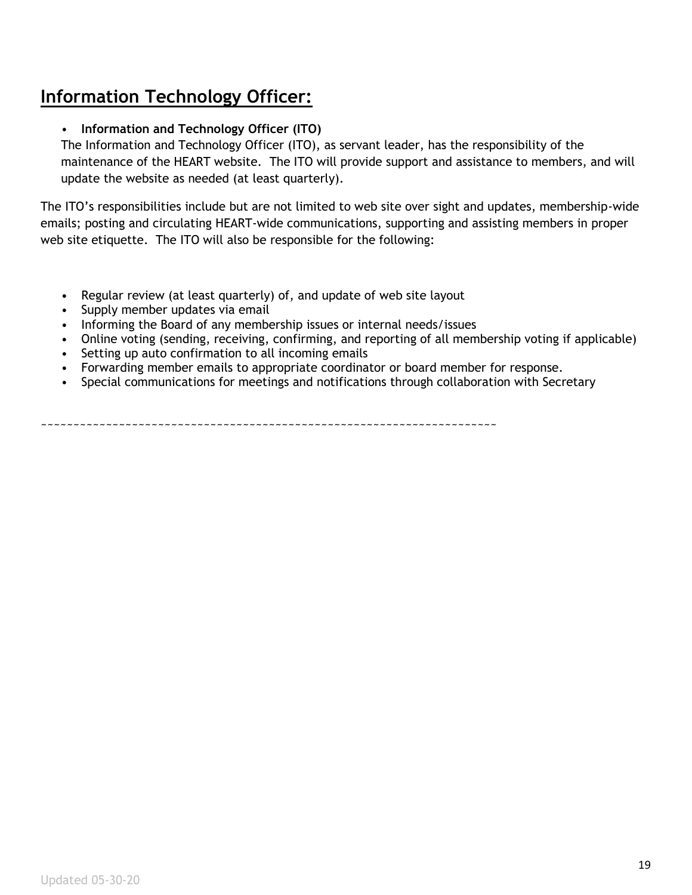## Information Technology Officer:

- **Information and Technology Officer (ITO)**
  The Information and Technology Officer (ITO), as servant leader, has the responsibility of the maintenance of the HEART website. The ITO will provide support and assistance to members, and will update the website as needed (at least quarterly).

The ITO's responsibilities include but are not limited to web site over sight and updates, membership-wide emails; posting and circulating HEART-wide communications, supporting and assisting members in proper web site etiquette. The ITO will also be responsible for the following:

- Regular review (at least quarterly) of, and update of web site layout
- Supply member updates via email
- Informing the Board of any membership issues or internal needs/issues
- Online voting (sending, receiving, confirming, and reporting of all membership voting if applicable)
- Setting up auto confirmation to all incoming emails
- Forwarding member emails to appropriate coordinator or board member for response.
- Special communications for meetings and notifications through collaboration with Secretary

~~~~~~~~~~~~~~~~~~~~~~~~~~~~~~~~~~~~~~~~~~~~~~~~~~~~~~~~~~~~~~~~~~~~~~~~~~~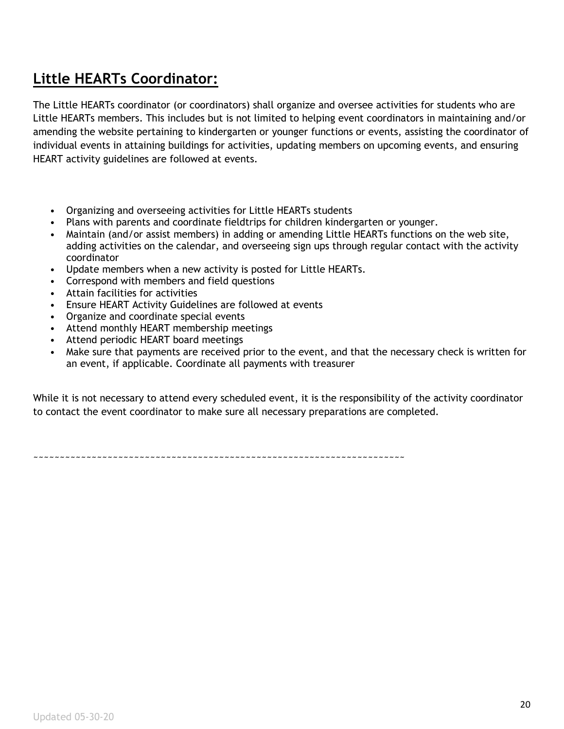## Little HEARTs Coordinator:

The Little HEARTs coordinator (or coordinators) shall organize and oversee activities for students who are Little HEARTs members. This includes but is not limited to helping event coordinators in maintaining and/or amending the website pertaining to kindergarten or younger functions or events, assisting the coordinator of individual events in attaining buildings for activities, updating members on upcoming events, and ensuring HEART activity guidelines are followed at events.

- Organizing and overseeing activities for Little HEARTs students
- Plans with parents and coordinate fieldtrips for children kindergarten or younger.
- Maintain (and/or assist members) in adding or amending Little HEARTs functions on the web site, adding activities on the calendar, and overseeing sign ups through regular contact with the activity coordinator
- Update members when a new activity is posted for Little HEARTs.
- Correspond with members and field questions
- Attain facilities for activities
- Ensure HEART Activity Guidelines are followed at events
- Organize and coordinate special events
- Attend monthly HEART membership meetings
- Attend periodic HEART board meetings
- Make sure that payments are received prior to the event, and that the necessary check is written for an event, if applicable. Coordinate all payments with treasurer

While it is not necessary to attend every scheduled event, it is the responsibility of the activity coordinator to contact the event coordinator to make sure all necessary preparations are completed.

~~~~~~~~~~~~~~~~~~~~~~~~~~~~~~~~~~~~~~~~~~~~~~~~~~~~~~~~~~~~~~~~~~~~~~~~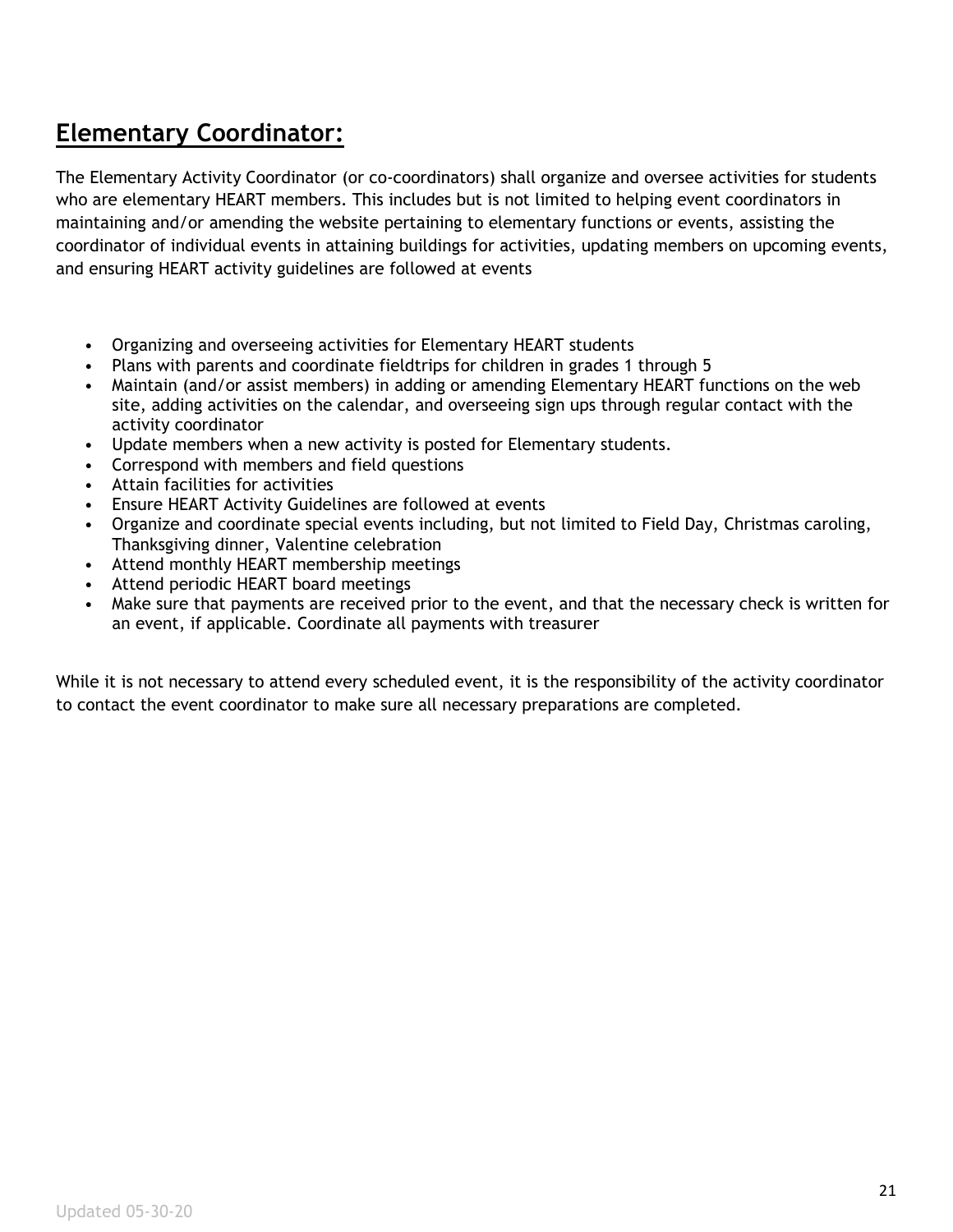## Elementary Coordinator:

The Elementary Activity Coordinator (or co-coordinators) shall organize and oversee activities for students who are elementary HEART members. This includes but is not limited to helping event coordinators in maintaining and/or amending the website pertaining to elementary functions or events, assisting the coordinator of individual events in attaining buildings for activities, updating members on upcoming events, and ensuring HEART activity guidelines are followed at events

- Organizing and overseeing activities for Elementary HEART students
- Plans with parents and coordinate fieldtrips for children in grades 1 through 5
- Maintain (and/or assist members) in adding or amending Elementary HEART functions on the web site, adding activities on the calendar, and overseeing sign ups through regular contact with the activity coordinator
- Update members when a new activity is posted for Elementary students.
- Correspond with members and field questions
- Attain facilities for activities
- Ensure HEART Activity Guidelines are followed at events
- Organize and coordinate special events including, but not limited to Field Day, Christmas caroling, Thanksgiving dinner, Valentine celebration
- Attend monthly HEART membership meetings
- Attend periodic HEART board meetings
- Make sure that payments are received prior to the event, and that the necessary check is written for an event, if applicable. Coordinate all payments with treasurer

While it is not necessary to attend every scheduled event, it is the responsibility of the activity coordinator to contact the event coordinator to make sure all necessary preparations are completed.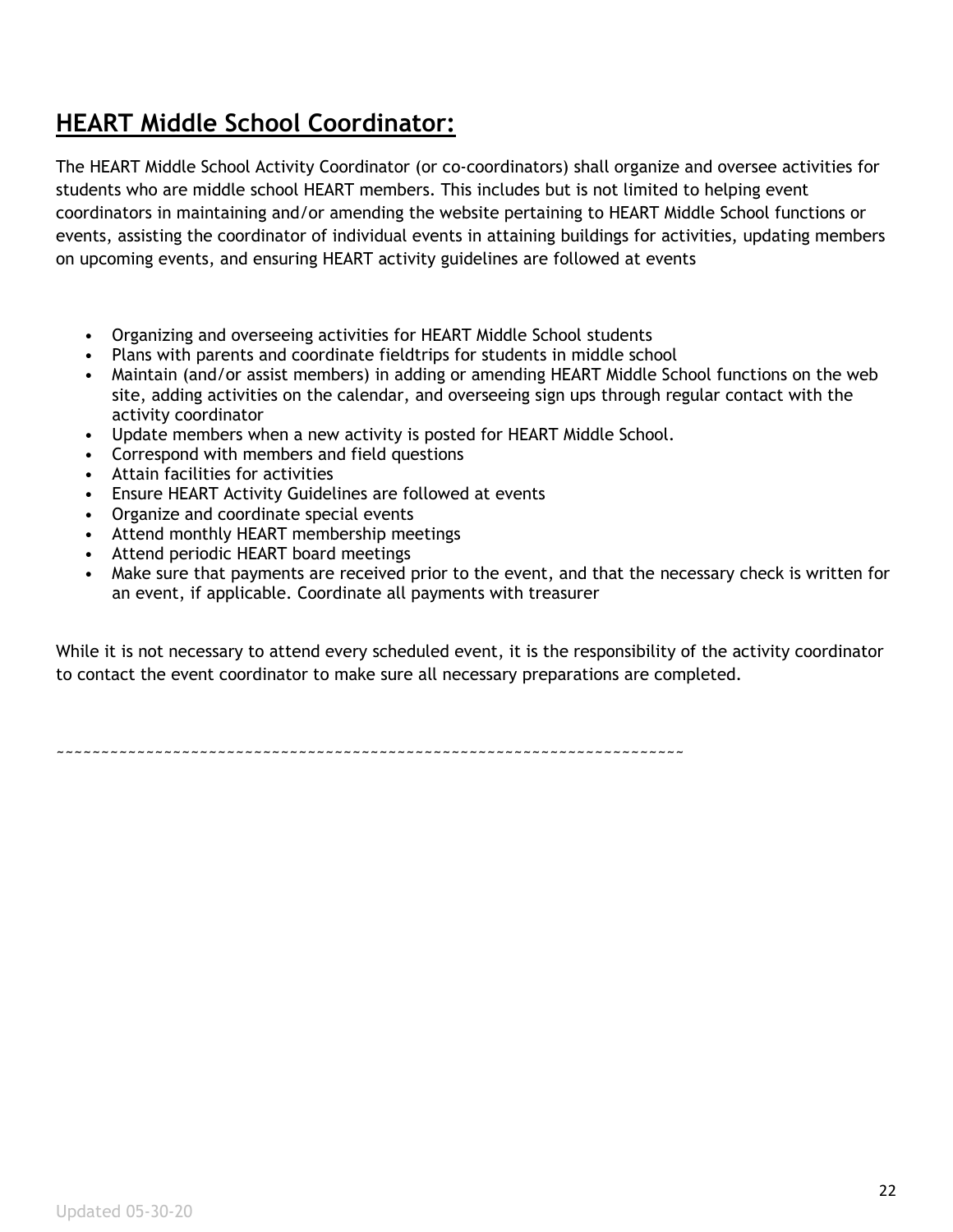## HEART Middle School Coordinator:

The HEART Middle School Activity Coordinator (or co-coordinators) shall organize and oversee activities for students who are middle school HEART members. This includes but is not limited to helping event coordinators in maintaining and/or amending the website pertaining to HEART Middle School functions or events, assisting the coordinator of individual events in attaining buildings for activities, updating members on upcoming events, and ensuring HEART activity guidelines are followed at events

- Organizing and overseeing activities for HEART Middle School students
- Plans with parents and coordinate fieldtrips for students in middle school
- Maintain (and/or assist members) in adding or amending HEART Middle School functions on the web site, adding activities on the calendar, and overseeing sign ups through regular contact with the activity coordinator
- Update members when a new activity is posted for HEART Middle School.
- Correspond with members and field questions
- Attain facilities for activities
- Ensure HEART Activity Guidelines are followed at events
- Organize and coordinate special events
- Attend monthly HEART membership meetings
- Attend periodic HEART board meetings
- Make sure that payments are received prior to the event, and that the necessary check is written for an event, if applicable. Coordinate all payments with treasurer

While it is not necessary to attend every scheduled event, it is the responsibility of the activity coordinator to contact the event coordinator to make sure all necessary preparations are completed.

~~~~~~~~~~~~~~~~~~~~~~~~~~~~~~~~~~~~~~~~~~~~~~~~~~~~~~~~~~~~~~~~~~~~~~~~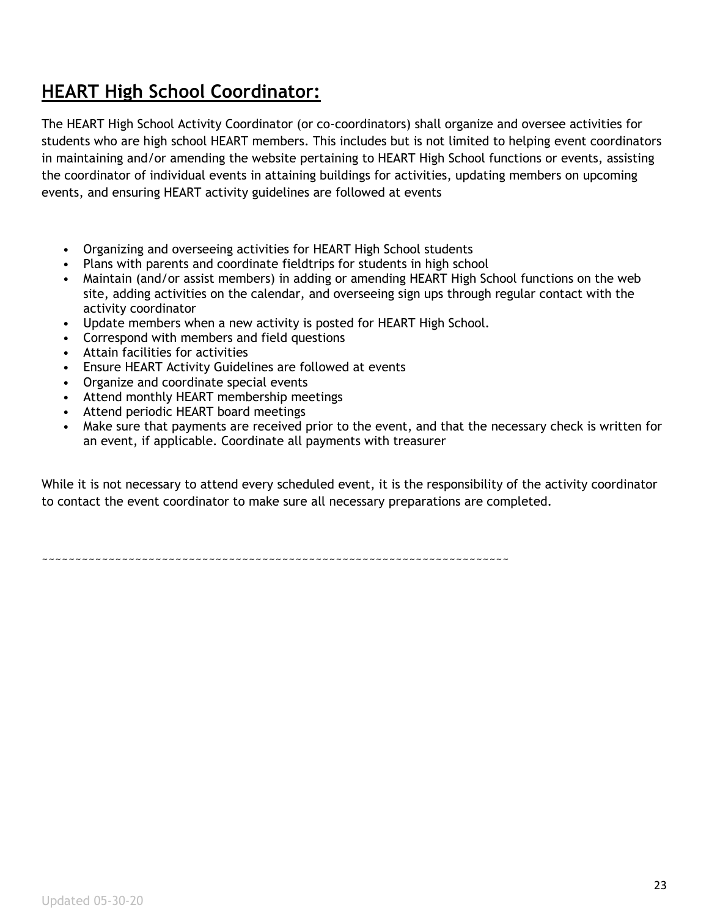## HEART High School Coordinator:

The HEART High School Activity Coordinator (or co-coordinators) shall organize and oversee activities for students who are high school HEART members. This includes but is not limited to helping event coordinators in maintaining and/or amending the website pertaining to HEART High School functions or events, assisting the coordinator of individual events in attaining buildings for activities, updating members on upcoming events, and ensuring HEART activity guidelines are followed at events

- Organizing and overseeing activities for HEART High School students
- Plans with parents and coordinate fieldtrips for students in high school
- Maintain (and/or assist members) in adding or amending HEART High School functions on the web site, adding activities on the calendar, and overseeing sign ups through regular contact with the activity coordinator
- Update members when a new activity is posted for HEART High School.
- Correspond with members and field questions
- Attain facilities for activities
- Ensure HEART Activity Guidelines are followed at events
- Organize and coordinate special events
- Attend monthly HEART membership meetings
- Attend periodic HEART board meetings
- Make sure that payments are received prior to the event, and that the necessary check is written for an event, if applicable. Coordinate all payments with treasurer

While it is not necessary to attend every scheduled event, it is the responsibility of the activity coordinator to contact the event coordinator to make sure all necessary preparations are completed.

~~~~~~~~~~~~~~~~~~~~~~~~~~~~~~~~~~~~~~~~~~~~~~~~~~~~~~~~~~~~~~~~~~~~~~~~~~~~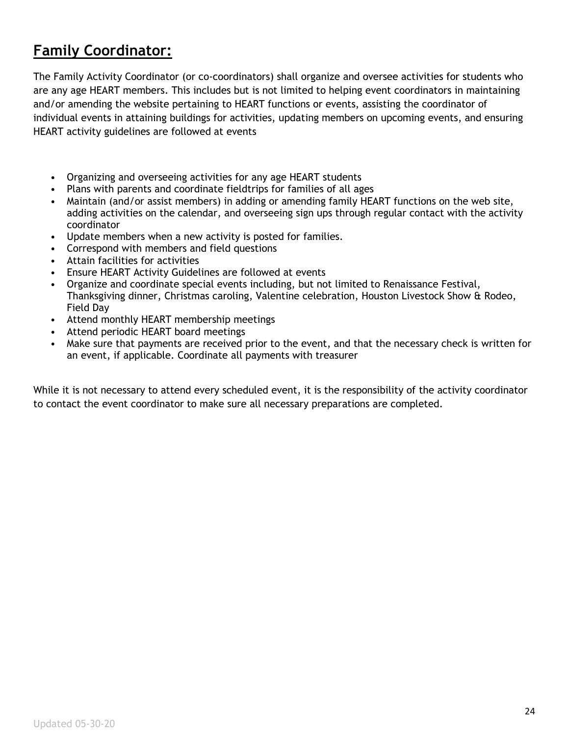## **Family Coordinator:**

The Family Activity Coordinator (or co-coordinators) shall organize and oversee activities for students who are any age HEART members. This includes but is not limited to helping event coordinators in maintaining and/or amending the website pertaining to HEART functions or events, assisting the coordinator of individual events in attaining buildings for activities, updating members on upcoming events, and ensuring HEART activity guidelines are followed at events

- Organizing and overseeing activities for any age HEART students
- Plans with parents and coordinate fieldtrips for families of all ages
- Maintain (and/or assist members) in adding or amending family HEART functions on the web site, adding activities on the calendar, and overseeing sign ups through regular contact with the activity coordinator
- Update members when a new activity is posted for families.
- Correspond with members and field questions
- Attain facilities for activities
- Ensure HEART Activity Guidelines are followed at events
- Organize and coordinate special events including, but not limited to Renaissance Festival, Thanksgiving dinner, Christmas caroling, Valentine celebration, Houston Livestock Show & Rodeo, Field Day
- Attend monthly HEART membership meetings
- Attend periodic HEART board meetings
- Make sure that payments are received prior to the event, and that the necessary check is written for an event, if applicable. Coordinate all payments with treasurer

While it is not necessary to attend every scheduled event, it is the responsibility of the activity coordinator to contact the event coordinator to make sure all necessary preparations are completed.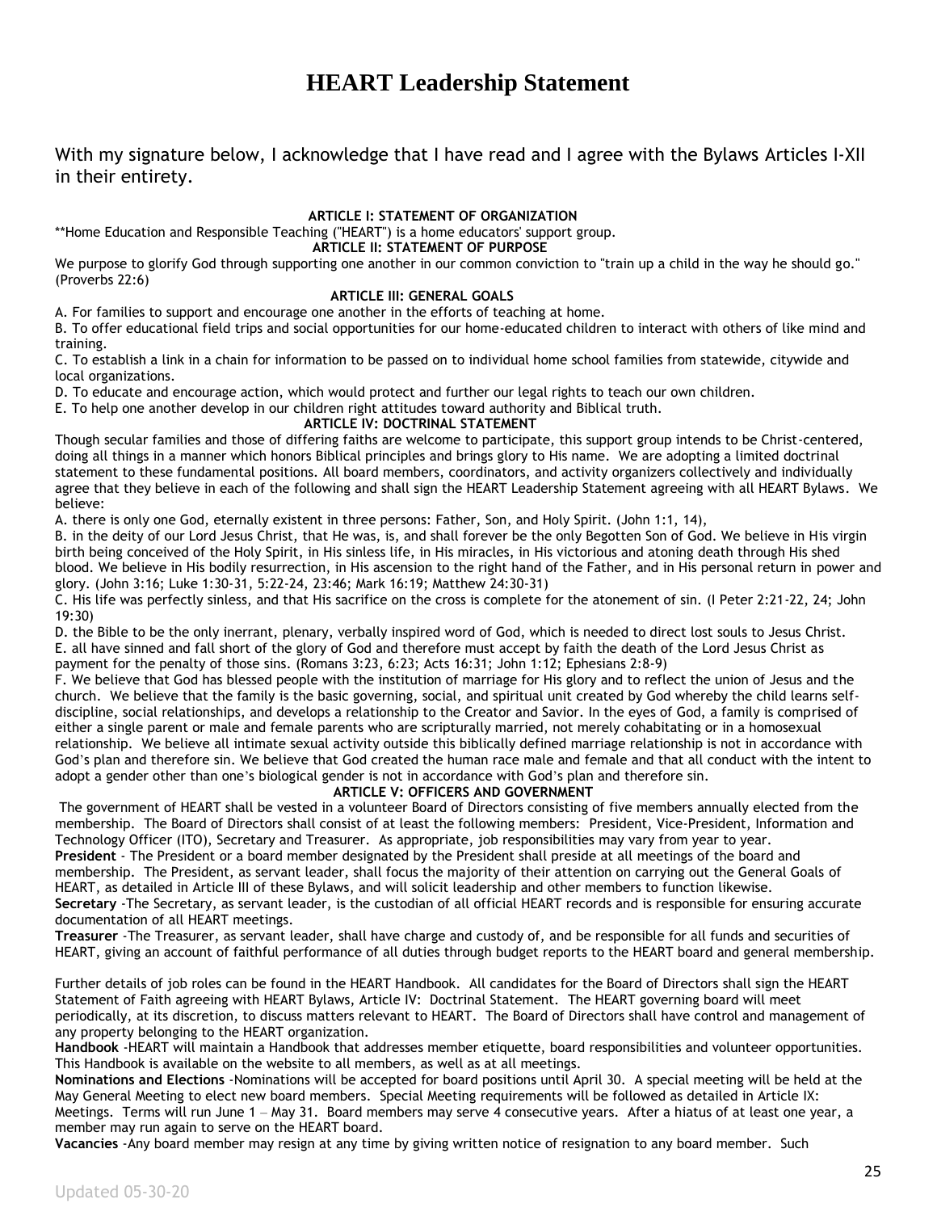# HEART Leadership Statement

With my signature below, I acknowledge that I have read and I agree with the Bylaws Articles I-XII in their entirety.

**ARTICLE I: STATEMENT OF ORGANIZATION**

**Home Education and Responsible Teaching ("HEART") is a home educators' support group.

**ARTICLE II: STATEMENT OF PURPOSE**

We purpose to glorify God through supporting one another in our common conviction to "train up a child in the way he should go." (Proverbs 22:6)

**ARTICLE III: GENERAL GOALS**

A. For families to support and encourage one another in the efforts of teaching at home.
B. To offer educational field trips and social opportunities for our home-educated children to interact with others of like mind and training.
C. To establish a link in a chain for information to be passed on to individual home school families from statewide, citywide and local organizations.
D. To educate and encourage action, which would protect and further our legal rights to teach our own children.
E. To help one another develop in our children right attitudes toward authority and Biblical truth.

**ARTICLE IV: DOCTRINAL STATEMENT**

Though secular families and those of differing faiths are welcome to participate, this support group intends to be Christ-centered, doing all things in a manner which honors Biblical principles and brings glory to His name. We are adopting a limited doctrinal statement to these fundamental positions. All board members, coordinators, and activity organizers collectively and individually agree that they believe in each of the following and shall sign the HEART Leadership Statement agreeing with all HEART Bylaws. We believe:

A. there is only one God, eternally existent in three persons: Father, Son, and Holy Spirit. (John 1:1, 14),
B. in the deity of our Lord Jesus Christ, that He was, is, and shall forever be the only Begotten Son of God. We believe in His virgin birth being conceived of the Holy Spirit, in His sinless life, in His miracles, in His victorious and atoning death through His shed blood. We believe in His bodily resurrection, in His ascension to the right hand of the Father, and in His personal return in power and glory. (John 3:16; Luke 1:30-31, 5:22-24, 23:46; Mark 16:19; Matthew 24:30-31)
C. His life was perfectly sinless, and that His sacrifice on the cross is complete for the atonement of sin. (I Peter 2:21-22, 24; John 19:30)
D. the Bible to be the only inerrant, plenary, verbally inspired word of God, which is needed to direct lost souls to Jesus Christ.
E. all have sinned and fall short of the glory of God and therefore must accept by faith the death of the Lord Jesus Christ as payment for the penalty of those sins. (Romans 3:23, 6:23; Acts 16:31; John 1:12; Ephesians 2:8-9)
F. We believe that God has blessed people with the institution of marriage for His glory and to reflect the union of Jesus and the church. We believe that the family is the basic governing, social, and spiritual unit created by God whereby the child learns self-discipline, social relationships, and develops a relationship to the Creator and Savior. In the eyes of God, a family is comprised of either a single parent or male and female parents who are scripturally married, not merely cohabitating or in a homosexual relationship. We believe all intimate sexual activity outside this biblically defined marriage relationship is not in accordance with God's plan and therefore sin. We believe that God created the human race male and female and that all conduct with the intent to adopt a gender other than one's biological gender is not in accordance with God's plan and therefore sin.

**ARTICLE V: OFFICERS AND GOVERNMENT**

The government of HEART shall be vested in a volunteer Board of Directors consisting of five members annually elected from the membership. The Board of Directors shall consist of at least the following members: President, Vice-President, Information and Technology Officer (ITO), Secretary and Treasurer. As appropriate, job responsibilities may vary from year to year.

**President** - The President or a board member designated by the President shall preside at all meetings of the board and membership. The President, as servant leader, shall focus the majority of their attention on carrying out the General Goals of HEART, as detailed in Article III of these Bylaws, and will solicit leadership and other members to function likewise.

**Secretary** -The Secretary, as servant leader, is the custodian of all official HEART records and is responsible for ensuring accurate documentation of all HEART meetings.

**Treasurer** -The Treasurer, as servant leader, shall have charge and custody of, and be responsible for all funds and securities of HEART, giving an account of faithful performance of all duties through budget reports to the HEART board and general membership.

Further details of job roles can be found in the HEART Handbook. All candidates for the Board of Directors shall sign the HEART Statement of Faith agreeing with HEART Bylaws, Article IV: Doctrinal Statement. The HEART governing board will meet periodically, at its discretion, to discuss matters relevant to HEART. The Board of Directors shall have control and management of any property belonging to the HEART organization.

**Handbook** -HEART will maintain a Handbook that addresses member etiquette, board responsibilities and volunteer opportunities. This Handbook is available on the website to all members, as well as at all meetings.

**Nominations and Elections** -Nominations will be accepted for board positions until April 30. A special meeting will be held at the May General Meeting to elect new board members. Special Meeting requirements will be followed as detailed in Article IX: Meetings. Terms will run June 1 – May 31. Board members may serve 4 consecutive years. After a hiatus of at least one year, a member may run again to serve on the HEART board.

**Vacancies** -Any board member may resign at any time by giving written notice of resignation to any board member. Such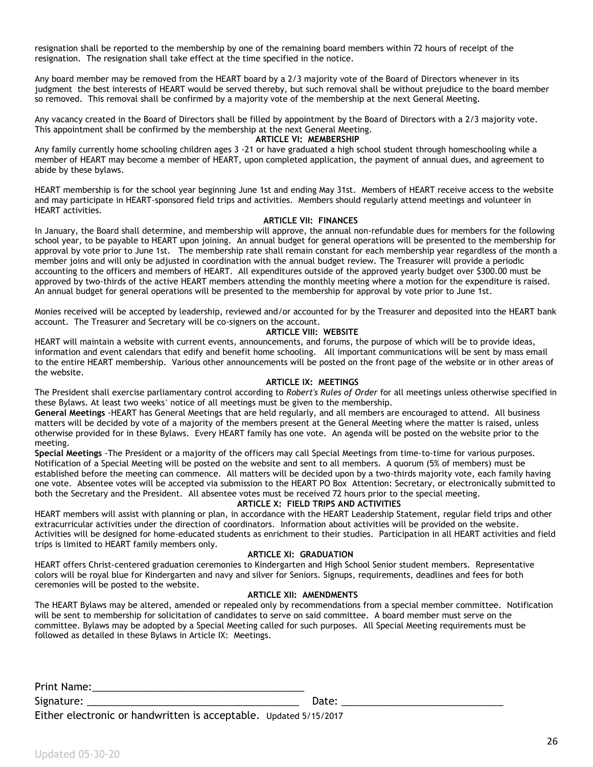resignation shall be reported to the membership by one of the remaining board members within 72 hours of receipt of the resignation. The resignation shall take effect at the time specified in the notice.

Any board member may be removed from the HEART board by a 2/3 majority vote of the Board of Directors whenever in its judgment the best interests of HEART would be served thereby, but such removal shall be without prejudice to the board member so removed. This removal shall be confirmed by a majority vote of the membership at the next General Meeting.

Any vacancy created in the Board of Directors shall be filled by appointment by the Board of Directors with a 2/3 majority vote. This appointment shall be confirmed by the membership at the next General Meeting.

**ARTICLE VI: MEMBERSHIP**

Any family currently home schooling children ages 3 -21 or have graduated a high school student through homeschooling while a member of HEART may become a member of HEART, upon completed application, the payment of annual dues, and agreement to abide by these bylaws.

HEART membership is for the school year beginning June 1st and ending May 31st. Members of HEART receive access to the website and may participate in HEART-sponsored field trips and activities. Members should regularly attend meetings and volunteer in HEART activities.

**ARTICLE VII: FINANCES**

In January, the Board shall determine, and membership will approve, the annual non-refundable dues for members for the following school year, to be payable to HEART upon joining. An annual budget for general operations will be presented to the membership for approval by vote prior to June 1st. The membership rate shall remain constant for each membership year regardless of the month a member joins and will only be adjusted in coordination with the annual budget review. The Treasurer will provide a periodic accounting to the officers and members of HEART. All expenditures outside of the approved yearly budget over $300.00 must be approved by two-thirds of the active HEART members attending the monthly meeting where a motion for the expenditure is raised. An annual budget for general operations will be presented to the membership for approval by vote prior to June 1st.

Monies received will be accepted by leadership, reviewed and/or accounted for by the Treasurer and deposited into the HEART bank account. The Treasurer and Secretary will be co-signers on the account.

**ARTICLE VIII: WEBSITE**

HEART will maintain a website with current events, announcements, and forums, the purpose of which will be to provide ideas, information and event calendars that edify and benefit home schooling. All important communications will be sent by mass email to the entire HEART membership. Various other announcements will be posted on the front page of the website or in other areas of the website.

**ARTICLE IX: MEETINGS**

The President shall exercise parliamentary control according to *Robert's Rules of Order* for all meetings unless otherwise specified in these Bylaws. At least two weeks' notice of all meetings must be given to the membership.

**General Meetings** -HEART has General Meetings that are held regularly, and all members are encouraged to attend. All business matters will be decided by vote of a majority of the members present at the General Meeting where the matter is raised, unless otherwise provided for in these Bylaws. Every HEART family has one vote. An agenda will be posted on the website prior to the meeting.

**Special Meetings** -The President or a majority of the officers may call Special Meetings from time-to-time for various purposes. Notification of a Special Meeting will be posted on the website and sent to all members. A quorum (5% of members) must be established before the meeting can commence. All matters will be decided upon by a two-thirds majority vote, each family having one vote. Absentee votes will be accepted via submission to the HEART PO Box Attention: Secretary, or electronically submitted to both the Secretary and the President. All absentee votes must be received 72 hours prior to the special meeting.

**ARTICLE X: FIELD TRIPS AND ACTIVITIES**

HEART members will assist with planning or plan, in accordance with the HEART Leadership Statement, regular field trips and other extracurricular activities under the direction of coordinators. Information about activities will be provided on the website. Activities will be designed for home-educated students as enrichment to their studies. Participation in all HEART activities and field trips is limited to HEART family members only.

**ARTICLE XI: GRADUATION**

HEART offers Christ-centered graduation ceremonies to Kindergarten and High School Senior student members. Representative colors will be royal blue for Kindergarten and navy and silver for Seniors. Signups, requirements, deadlines and fees for both ceremonies will be posted to the website.

**ARTICLE XII: AMENDMENTS**

The HEART Bylaws may be altered, amended or repealed only by recommendations from a special member committee. Notification will be sent to membership for solicitation of candidates to serve on said committee. A board member must serve on the committee. Bylaws may be adopted by a Special Meeting called for such purposes. All Special Meeting requirements must be followed as detailed in these Bylaws in Article IX: Meetings.

Print Name:________________________________________

Signature: ________________________________________ Date: ______________________________

Either electronic or handwritten is acceptable. Updated 5/15/2017

Updated 05-30-20